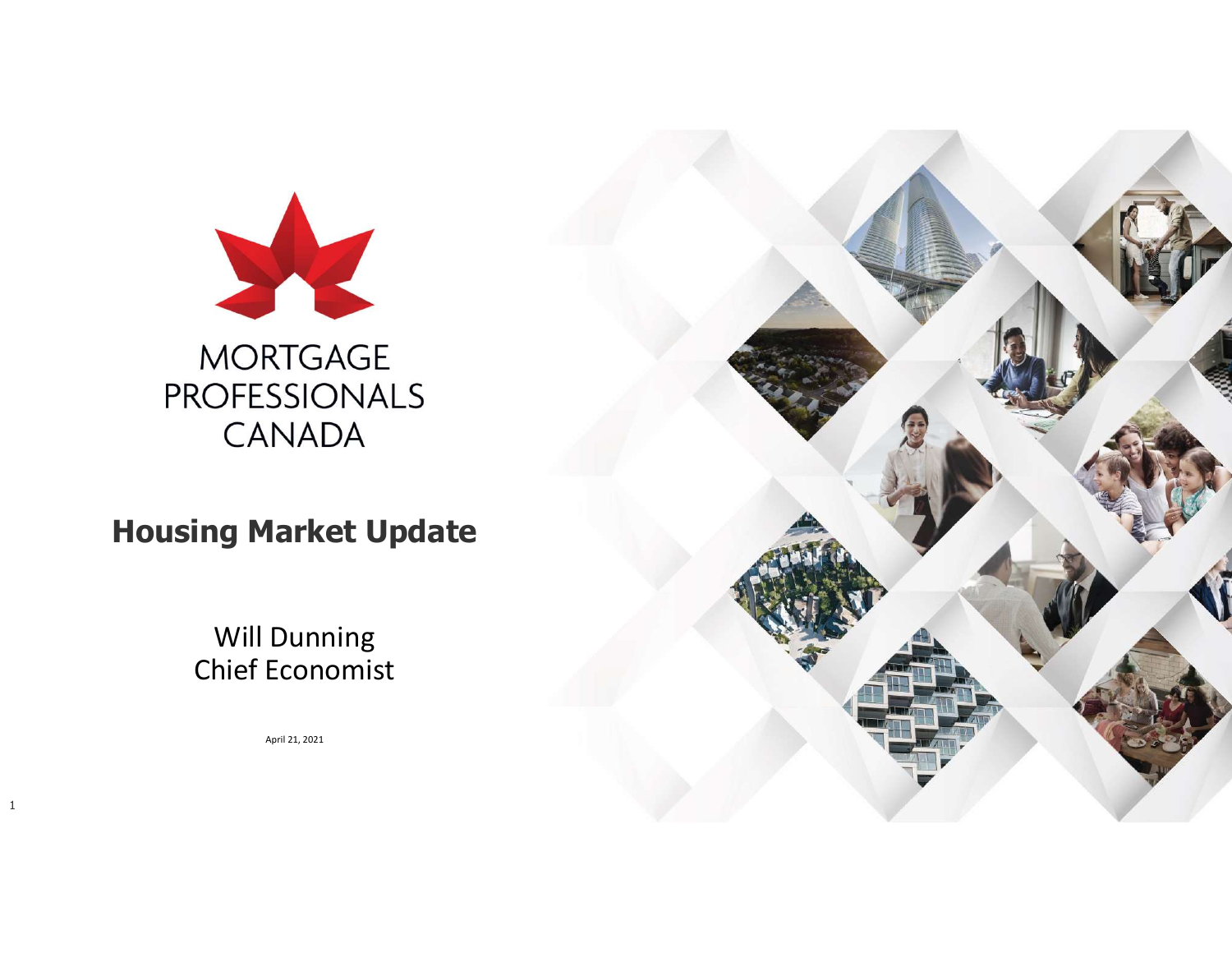MORTGAGE PROFESSIONALS CANADA

# Housing Market Update

Will Dunning
Chief Economist

April 21, 2021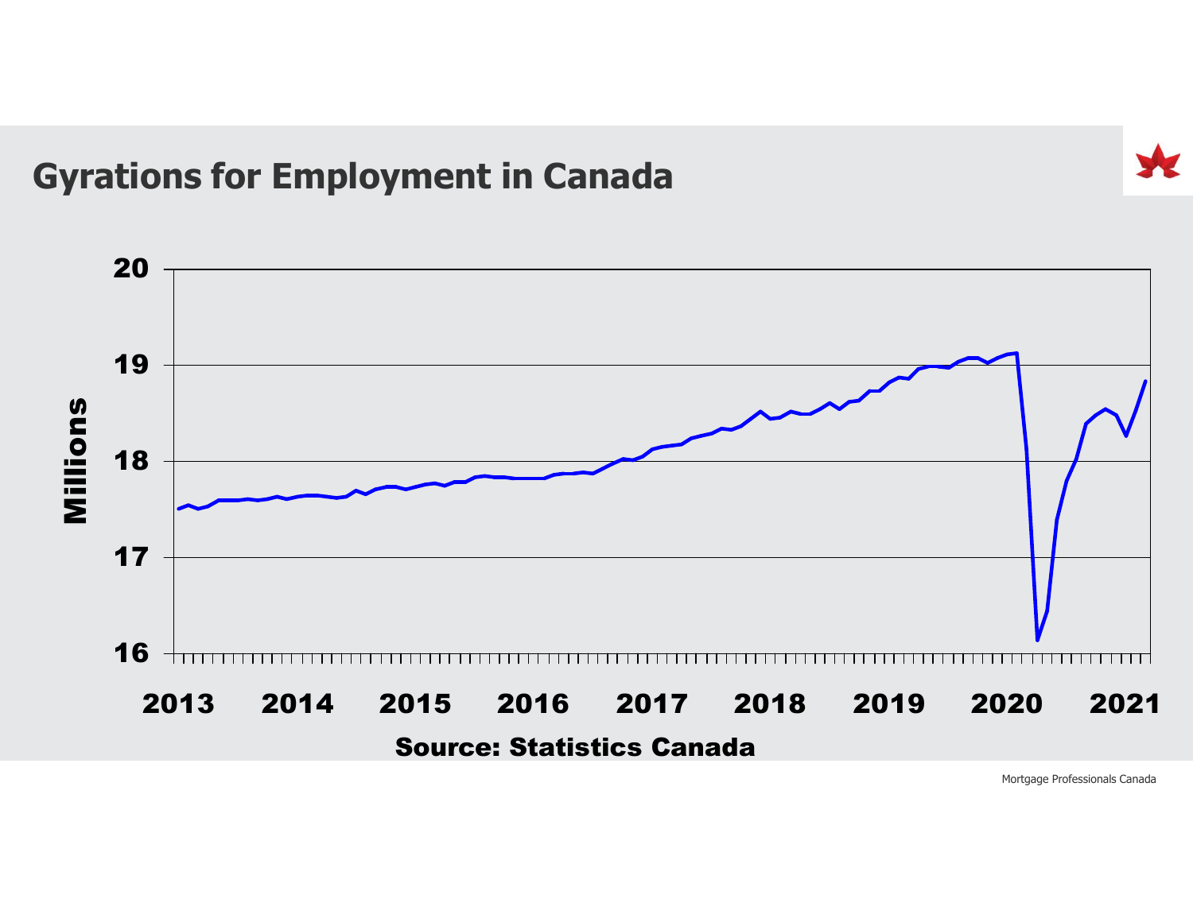# Gyrations for Employment in Canada

Millions

20
19
18
17
16

2013 2014 2015 2016 2017 2018 2019 2020 2021

Source: Statistics Canada

Mortgage Professionals Canada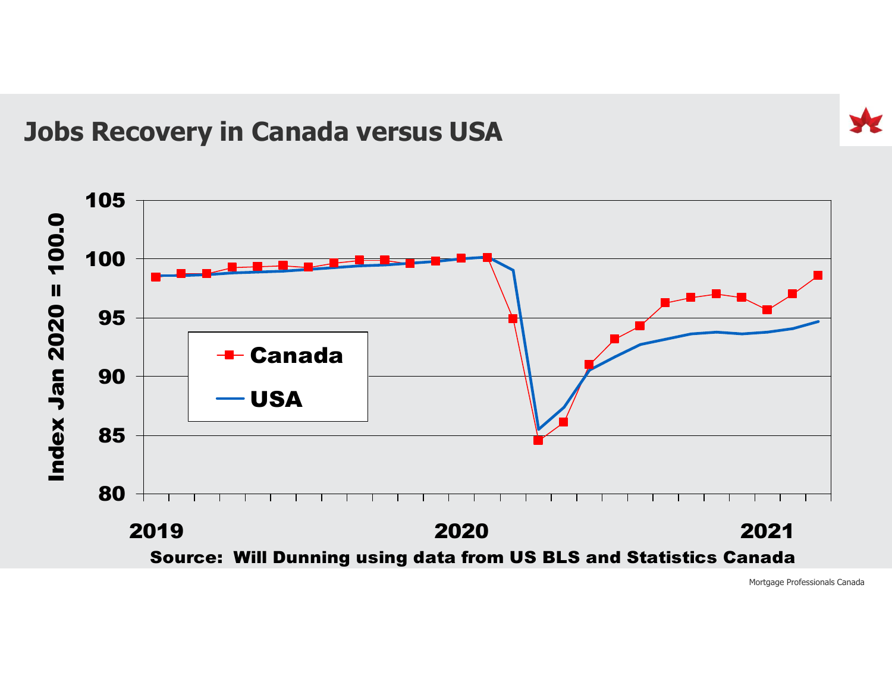## Jobs Recovery in Canada versus USA

Index Jan 2020 = 100.0

Canada

USA

2019 2020 2021

Source: Will Dunning using data from US BLS and Statistics Canada

Mortgage Professionals Canada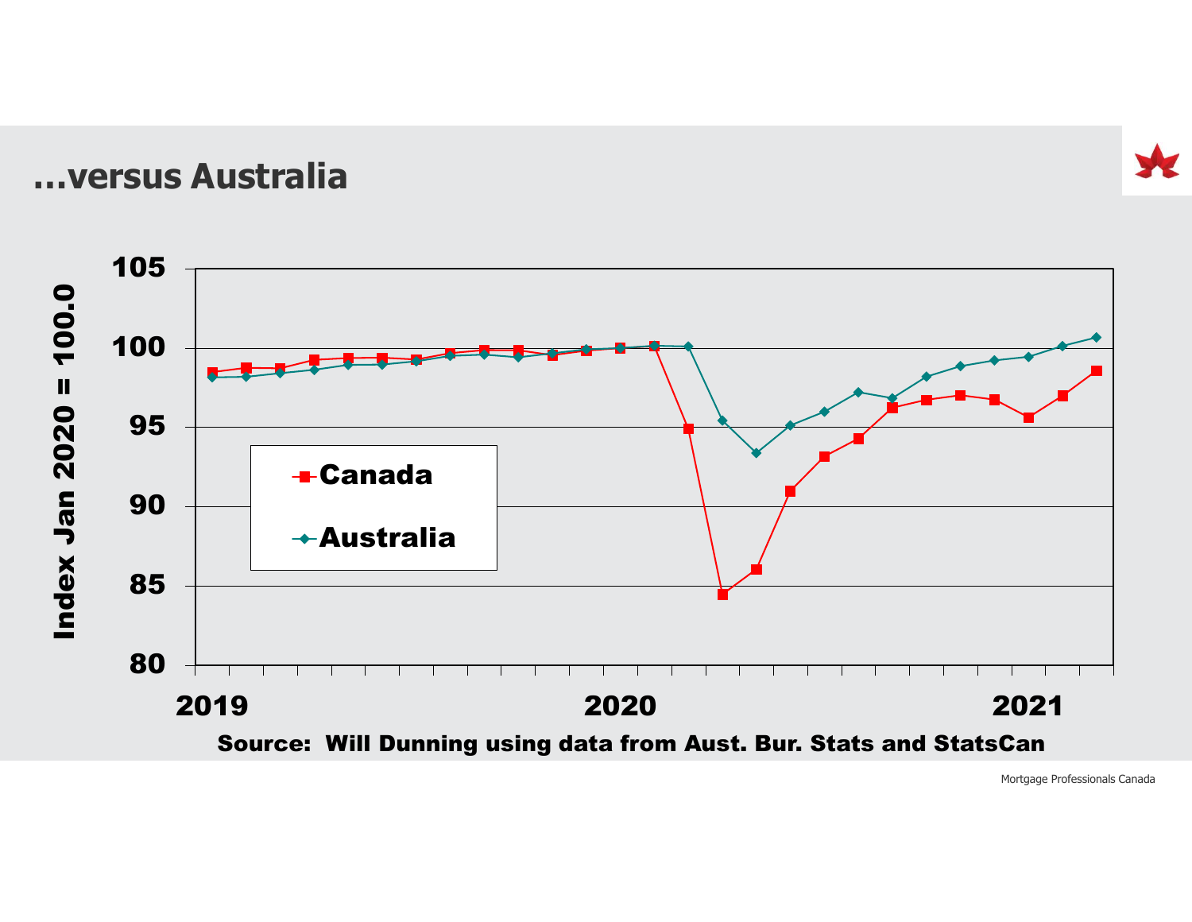# ...versus Australia

Index Jan 2020 = 100.0

Canada

Australia

Source: Will Dunning using data from Aust. Bur. Stats and StatsCan

Mortgage Professionals Canada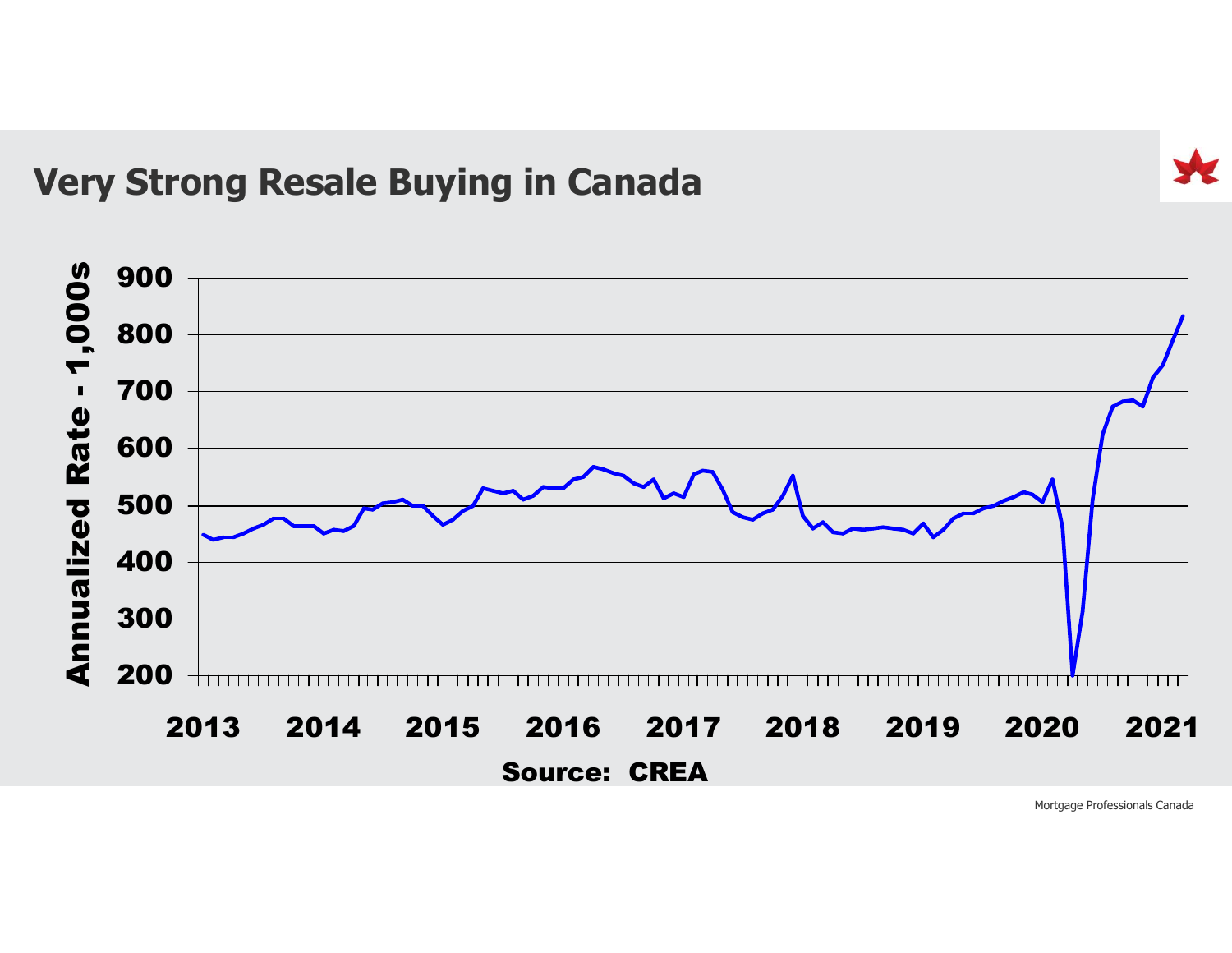## Very Strong Resale Buying in Canada

Annualized Rate - 1,000s

900
800
700
600
500
400
300
200

2013 2014 2015 2016 2017 2018 2019 2020 2021

Source: CREA

Mortgage Professionals Canada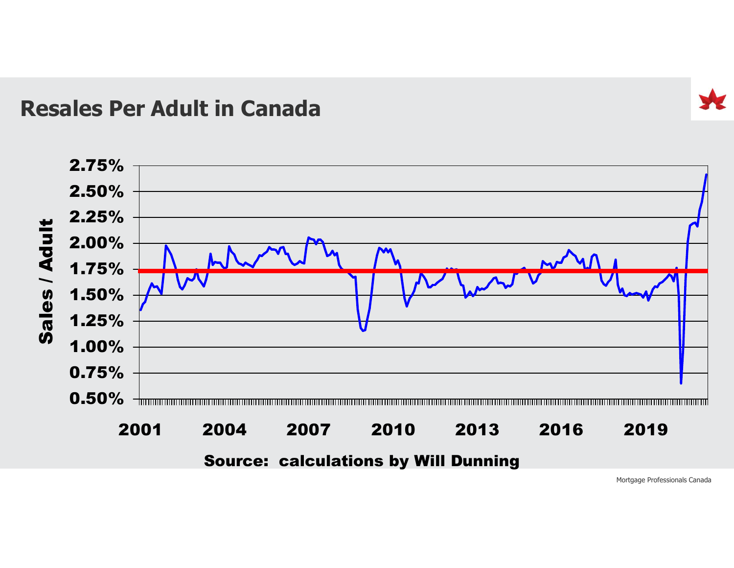## Resales Per Adult in Canada

Source: calculations by Will Dunning

Mortgage Professionals Canada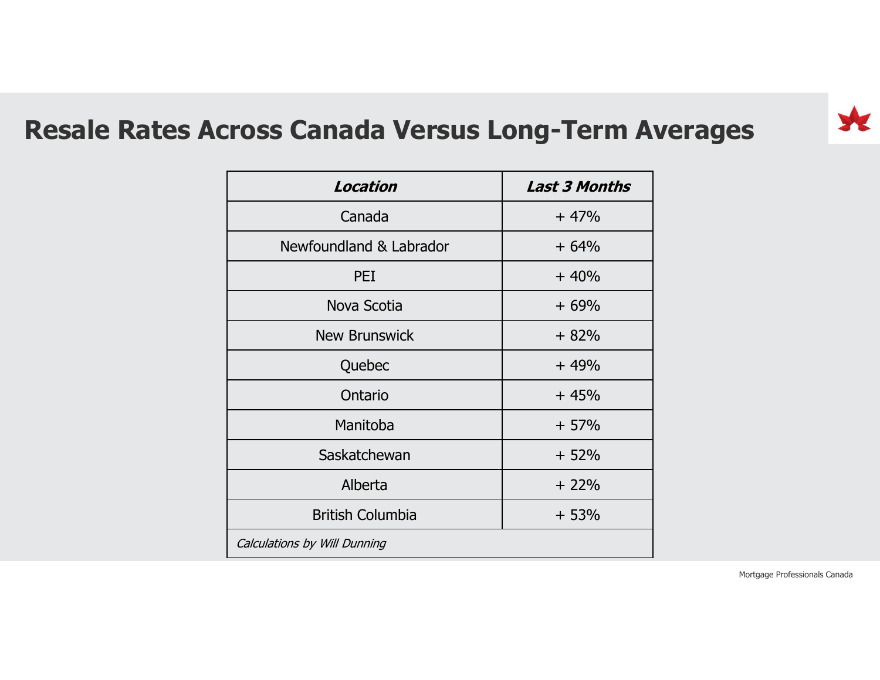# Resale Rates Across Canada Versus Long-Term Averages

| ***Location*** | ***Last 3 Months*** |
|---|---|
| Canada | + 47% |
| Newfoundland & Labrador | + 64% |
| PEI | + 40% |
| Nova Scotia | + 69% |
| New Brunswick | + 82% |
| Quebec | + 49% |
| Ontario | + 45% |
| Manitoba | + 57% |
| Saskatchewan | + 52% |
| Alberta | + 22% |
| British Columbia | + 53% |
| *Calculations by Will Dunning* | |

Mortgage Professionals Canada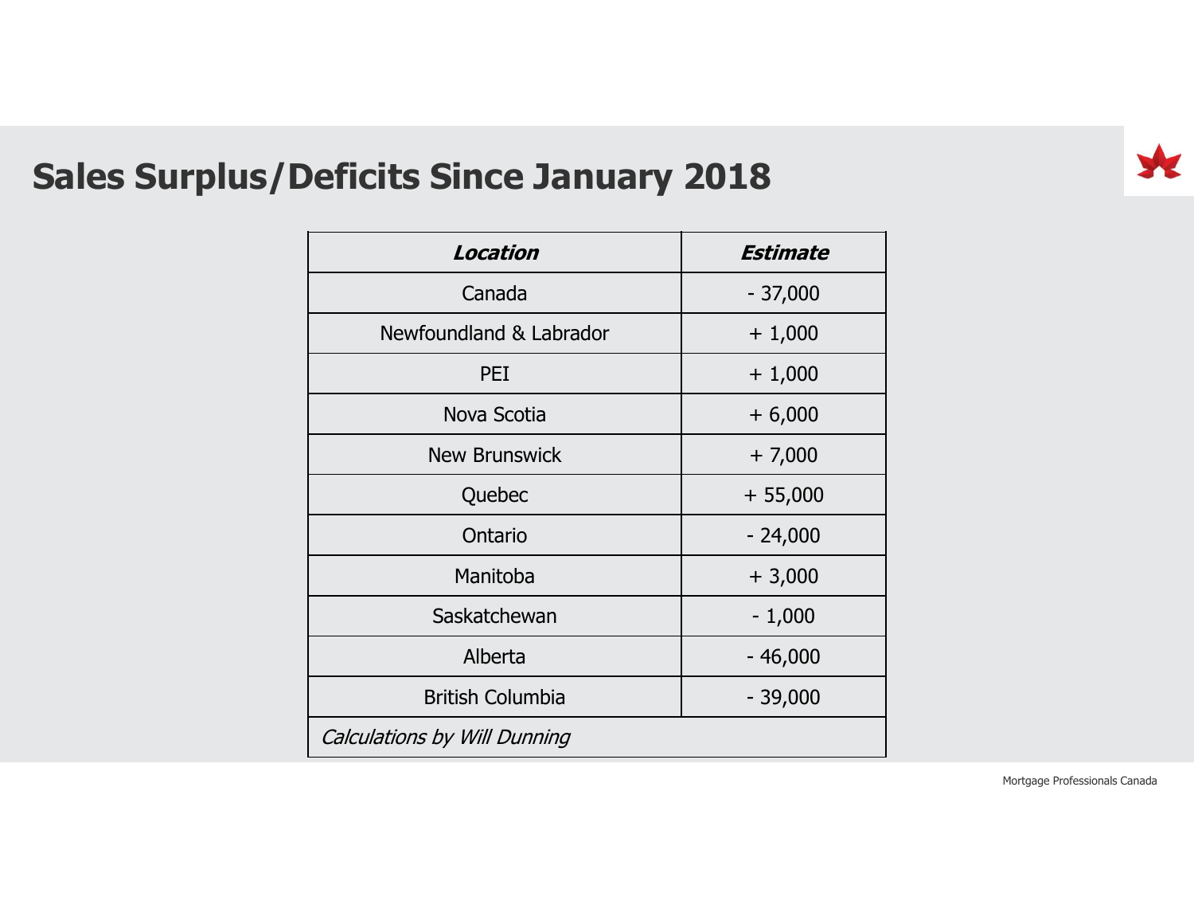# Sales Surplus/Deficits Since January 2018

| ***Location*** | ***Estimate*** |
| --- | --- |
| Canada | - 37,000 |
| Newfoundland & Labrador | + 1,000 |
| PEI | + 1,000 |
| Nova Scotia | + 6,000 |
| New Brunswick | + 7,000 |
| Quebec | + 55,000 |
| Ontario | - 24,000 |
| Manitoba | + 3,000 |
| Saskatchewan | - 1,000 |
| Alberta | - 46,000 |
| British Columbia | - 39,000 |
| *Calculations by Will Dunning* | |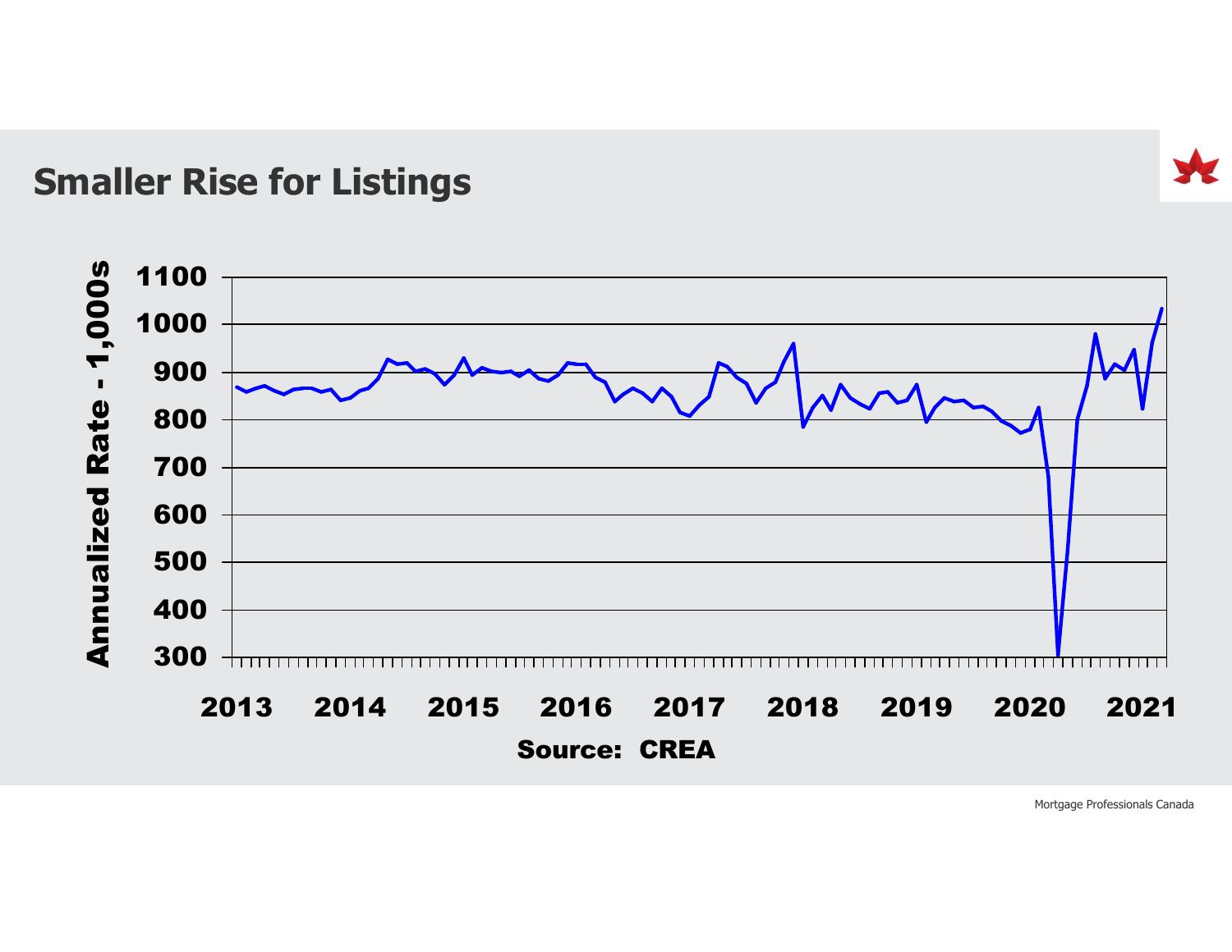## Smaller Rise for Listings

Annualized Rate - 1,000s

1100
1000
900
800
700
600
500
400
300

2013 2014 2015 2016 2017 2018 2019 2020 2021

Source: CREA

Mortgage Professionals Canada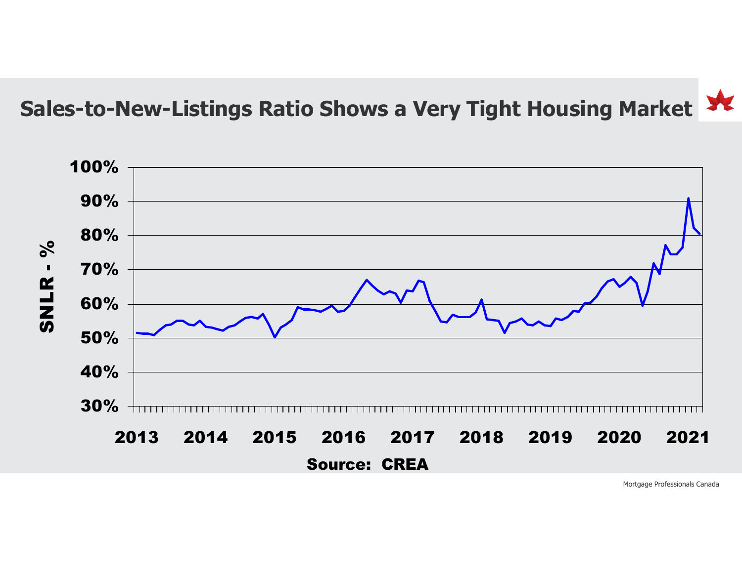# Sales-to-New-Listings Ratio Shows a Very Tight Housing Market

SNLR - %

100%
90%
80%
70%
60%
50%
40%
30%

2013 2014 2015 2016 2017 2018 2019 2020 2021

Source: CREA

Mortgage Professionals Canada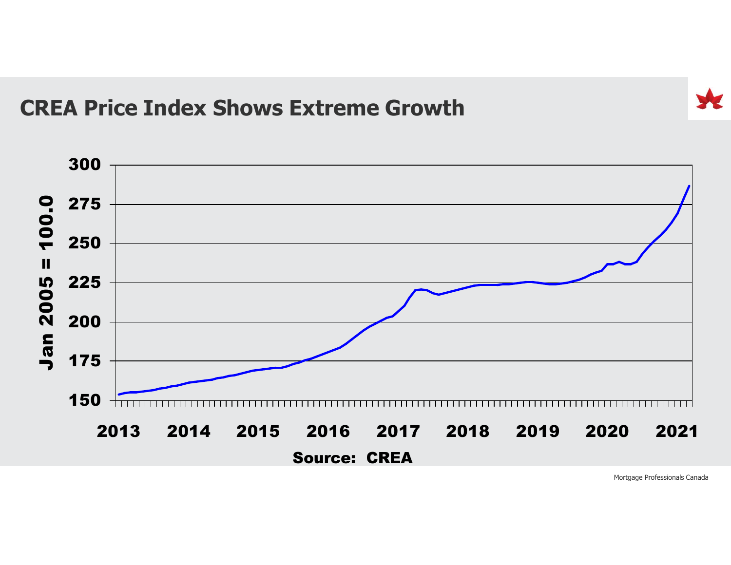# CREA Price Index Shows Extreme Growth

Jan 2005 = 100.0

300
275
250
225
200
175
150

2013 2014 2015 2016 2017 2018 2019 2020 2021

Source: CREA

Mortgage Professionals Canada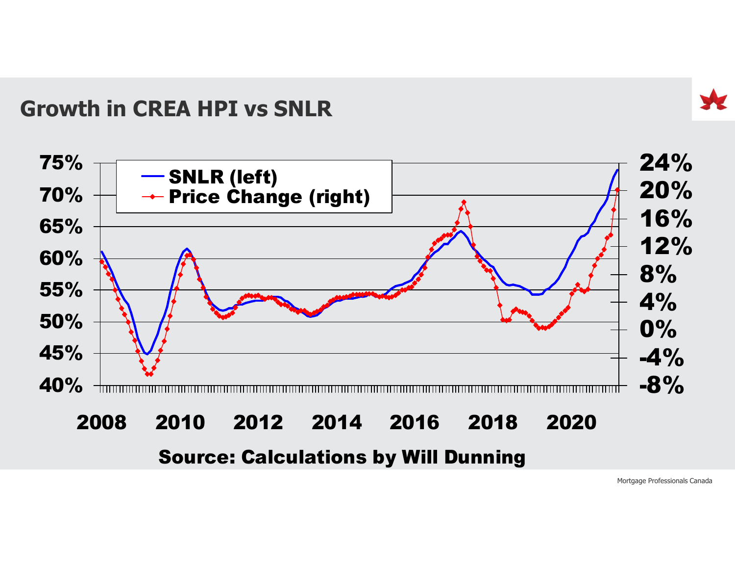## Growth in CREA HPI vs SNLR

Source: Calculations by Will Dunning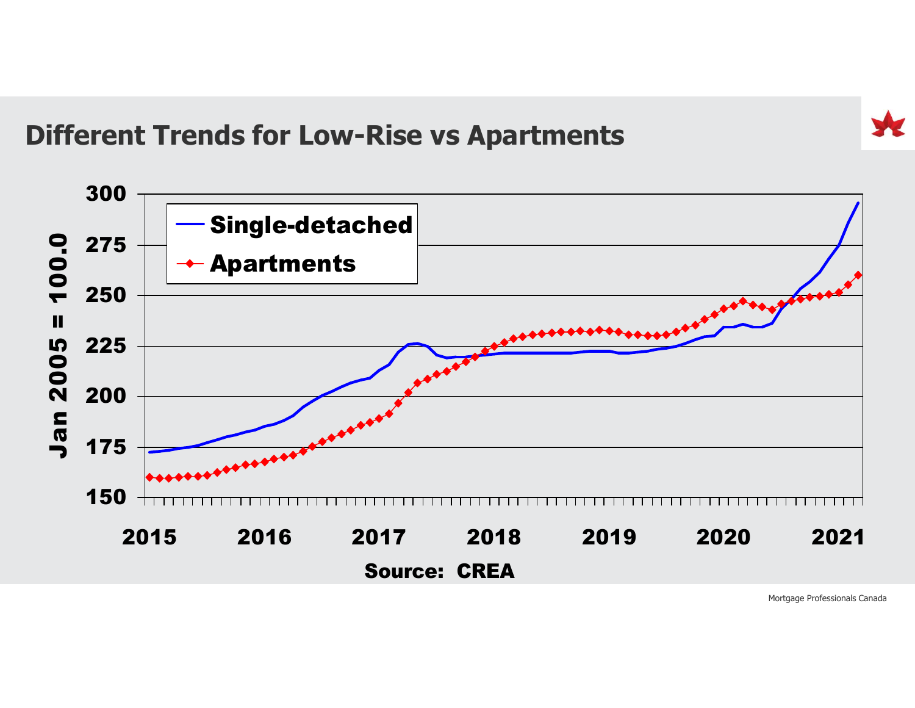## Different Trends for Low-Rise vs Apartments

Source: CREA

Mortgage Professionals Canada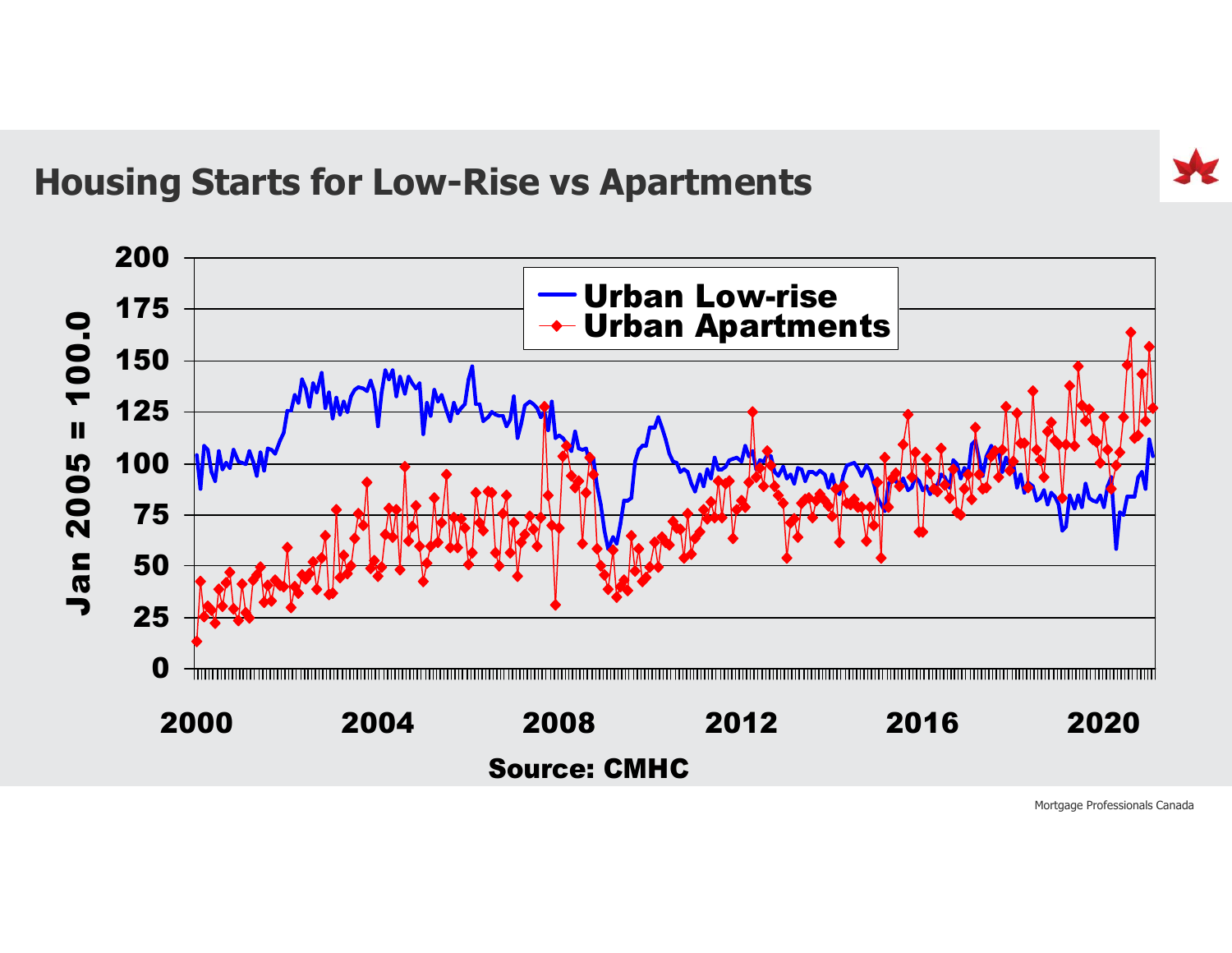## Housing Starts for Low-Rise vs Apartments

Source: CMHC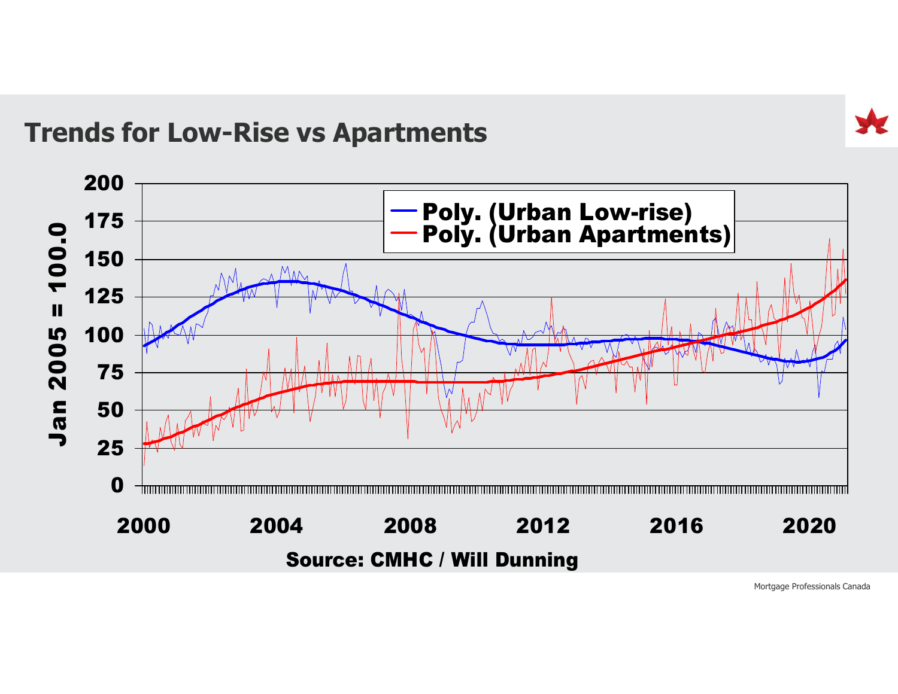# Trends for Low-Rise vs Apartments

Poly. (Urban Low-rise)
Poly. (Urban Apartments)

Jan 2005 = 100.0

200, 175, 150, 125, 100, 75, 50, 25, 0

2000, 2004, 2008, 2012, 2016, 2020

Source: CMHC / Will Dunning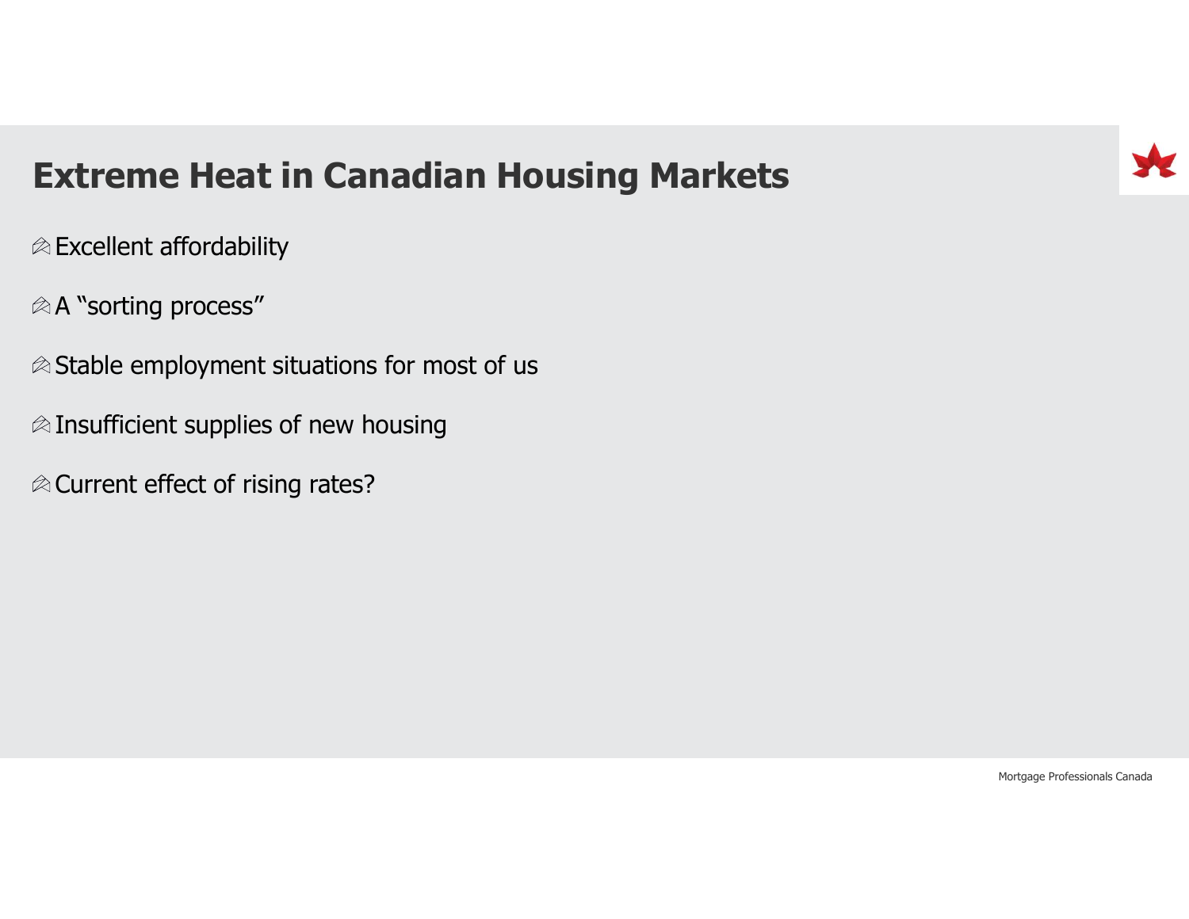# Extreme Heat in Canadian Housing Markets

- Excellent affordability
- A “sorting process”
- Stable employment situations for most of us
- Insufficient supplies of new housing
- Current effect of rising rates?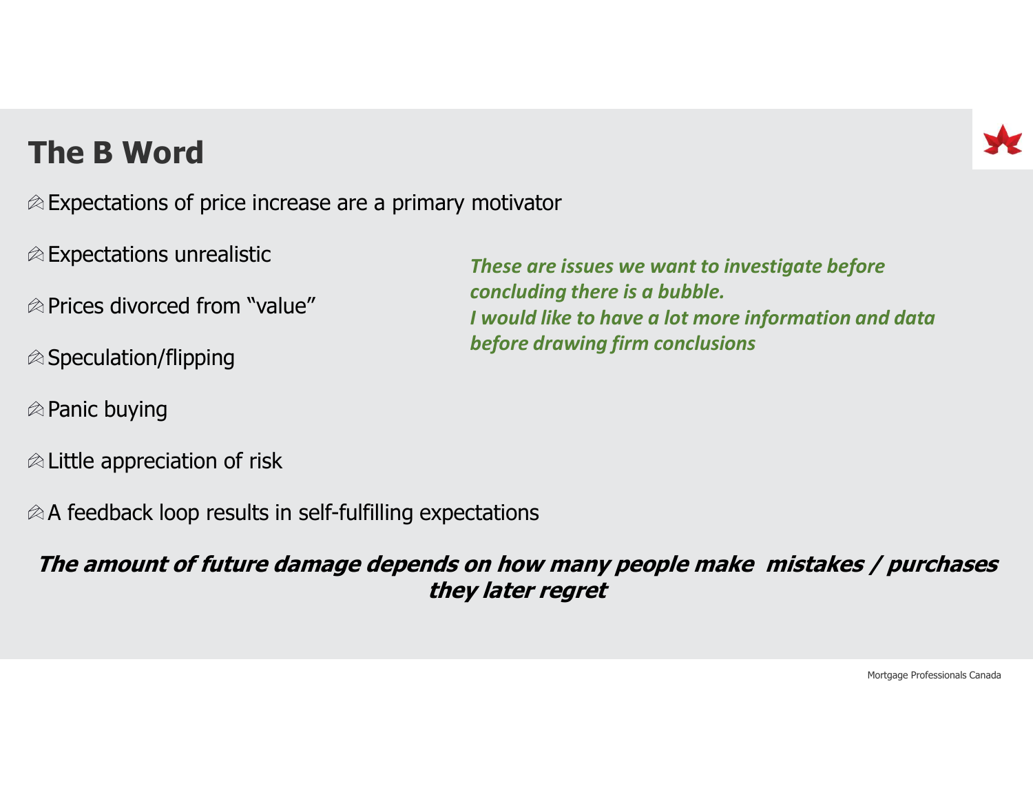# The B Word

- Expectations of price increase are a primary motivator
- Expectations unrealistic
- Prices divorced from "value"
- Speculation/flipping
- Panic buying
- Little appreciation of risk
- A feedback loop results in self-fulfilling expectations

***These are issues we want to investigate before concluding there is a bubble.***
***I would like to have a lot more information and data before drawing firm conclusions***

***The amount of future damage depends on how many people make mistakes / purchases they later regret***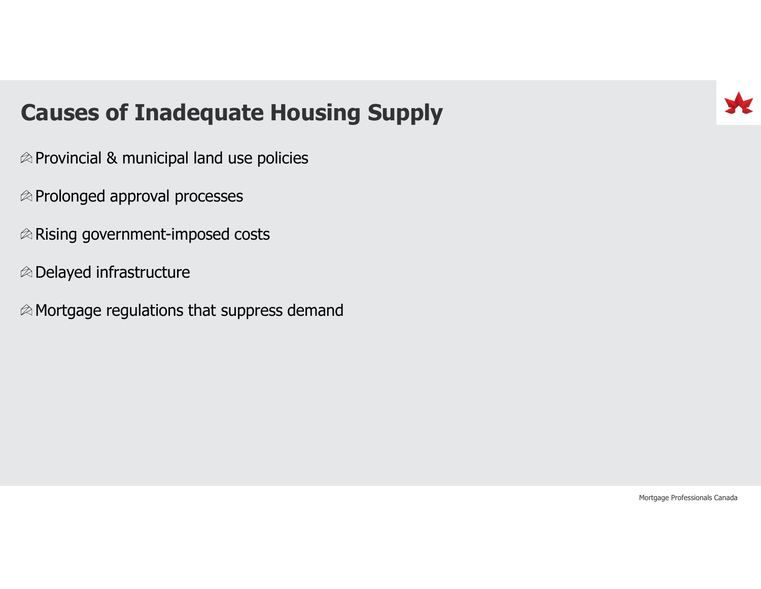# Causes of Inadequate Housing Supply

- Provincial & municipal land use policies
- Prolonged approval processes
- Rising government-imposed costs
- Delayed infrastructure
- Mortgage regulations that suppress demand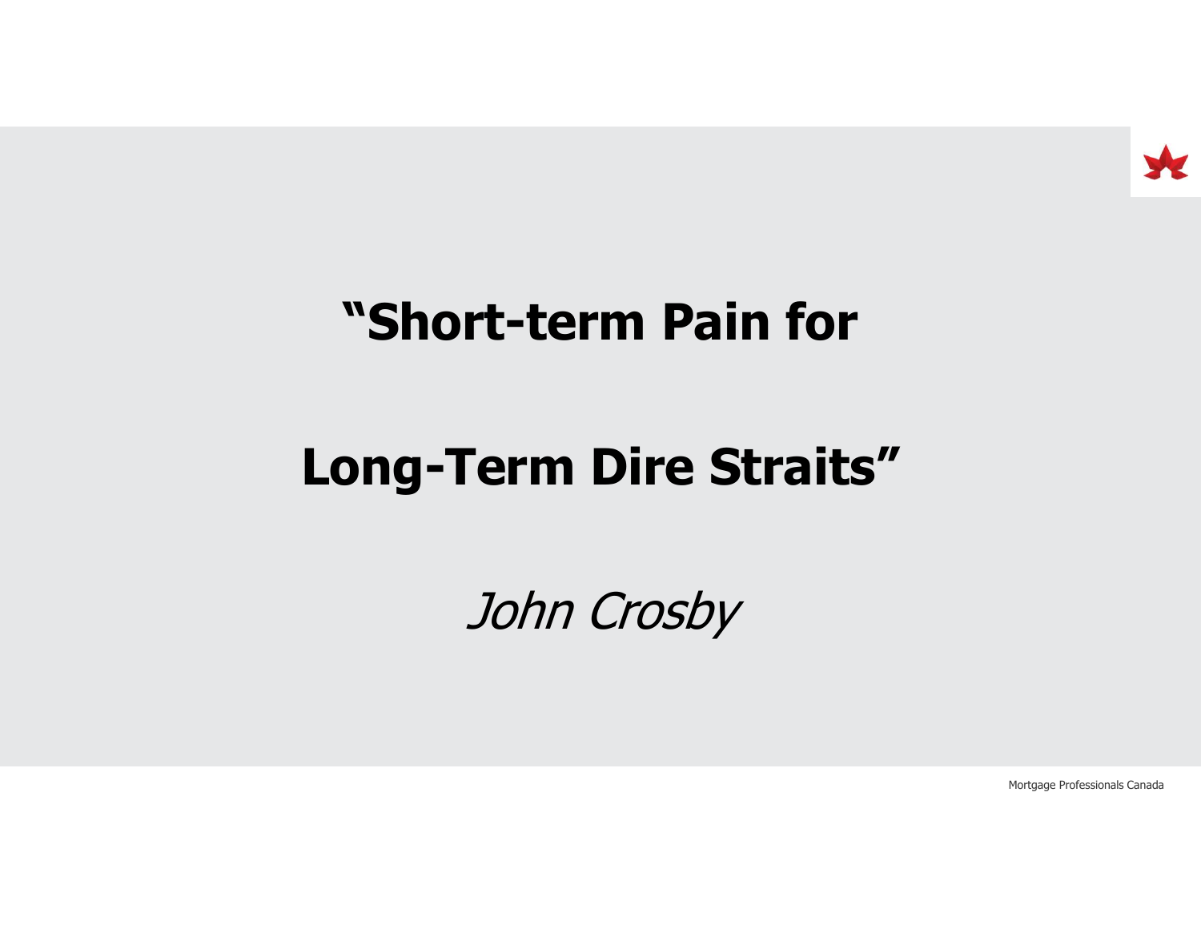# "Short-term Pain for Long-Term Dire Straits"

*John Crosby*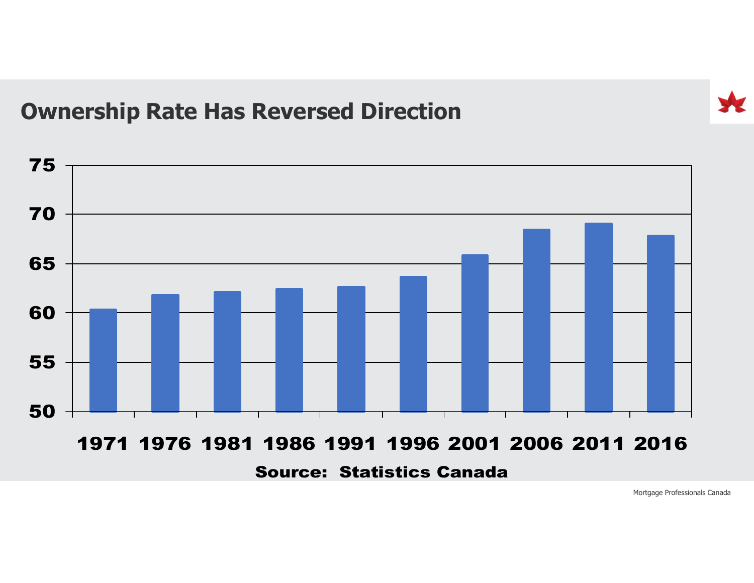## Ownership Rate Has Reversed Direction

| Year | Ownership Rate |
|---|---|
| 1971 | 60.4 |
| 1976 | 61.9 |
| 1981 | 62.2 |
| 1986 | 62.5 |
| 1991 | 62.7 |
| 1996 | 63.7 |
| 2001 | 65.9 |
| 2006 | 68.5 |
| 2011 | 69.1 |
| 2016 | 67.9 |

**Source: Statistics Canada**

Mortgage Professionals Canada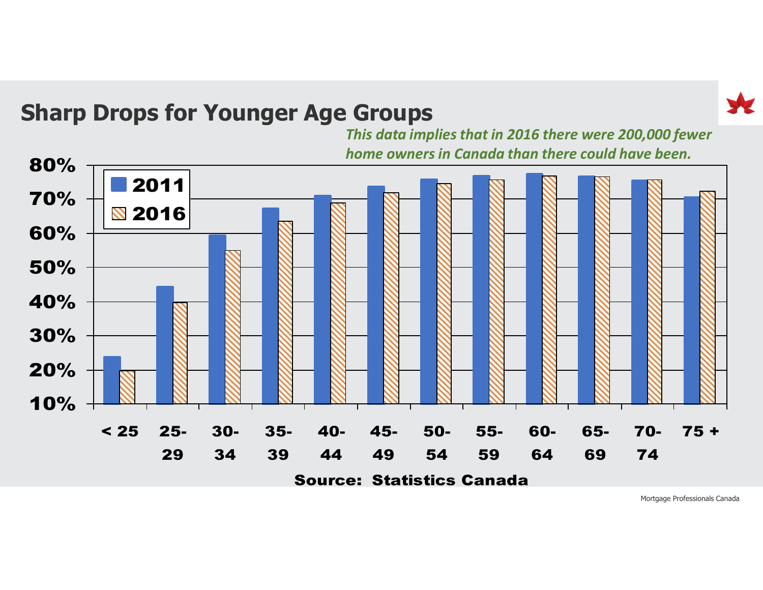## Sharp Drops for Younger Age Groups

*This data implies that in 2016 there were 200,000 fewer home owners in Canada than there could have been.*

| Age group | 2011 | 2016 |
|---|---|---|
| < 25 | 24% | 20% |
| 25-29 | 44.5% | 39.5% |
| 30-34 | 59.5% | 55% |
| 35-39 | 67.5% | 63.5% |
| 40-44 | 71% | 69% |
| 45-49 | 74% | 72% |
| 50-54 | 76% | 74.5% |
| 55-59 | 77% | 75.5% |
| 60-64 | 77.5% | 77% |
| 65-69 | 77% | 76.5% |
| 70-74 | 75.5% | 75.5% |
| 75 + | 70.5% | 72% |

Source: Statistics Canada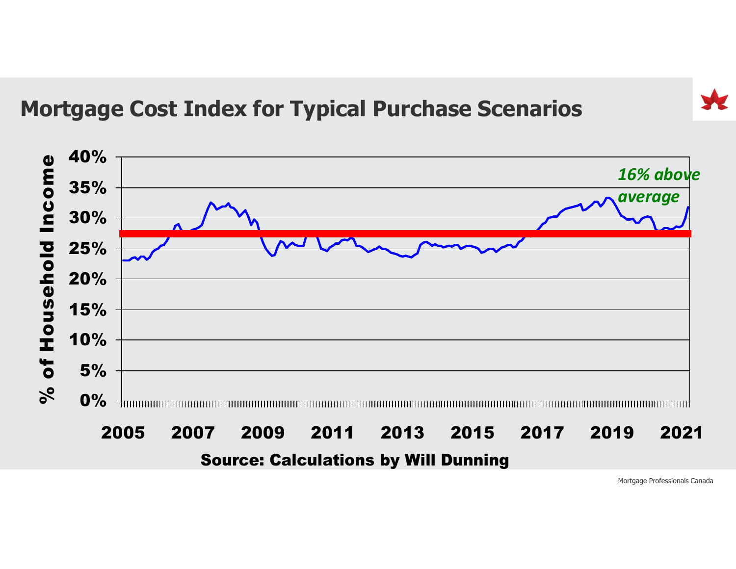# Mortgage Cost Index for Typical Purchase Scenarios

*16% above average*

% of Household Income

40%
35%
30%
25%
20%
15%
10%
5%
0%

2005 2007 2009 2011 2013 2015 2017 2019 2021

**Source: Calculations by Will Dunning**

Mortgage Professionals Canada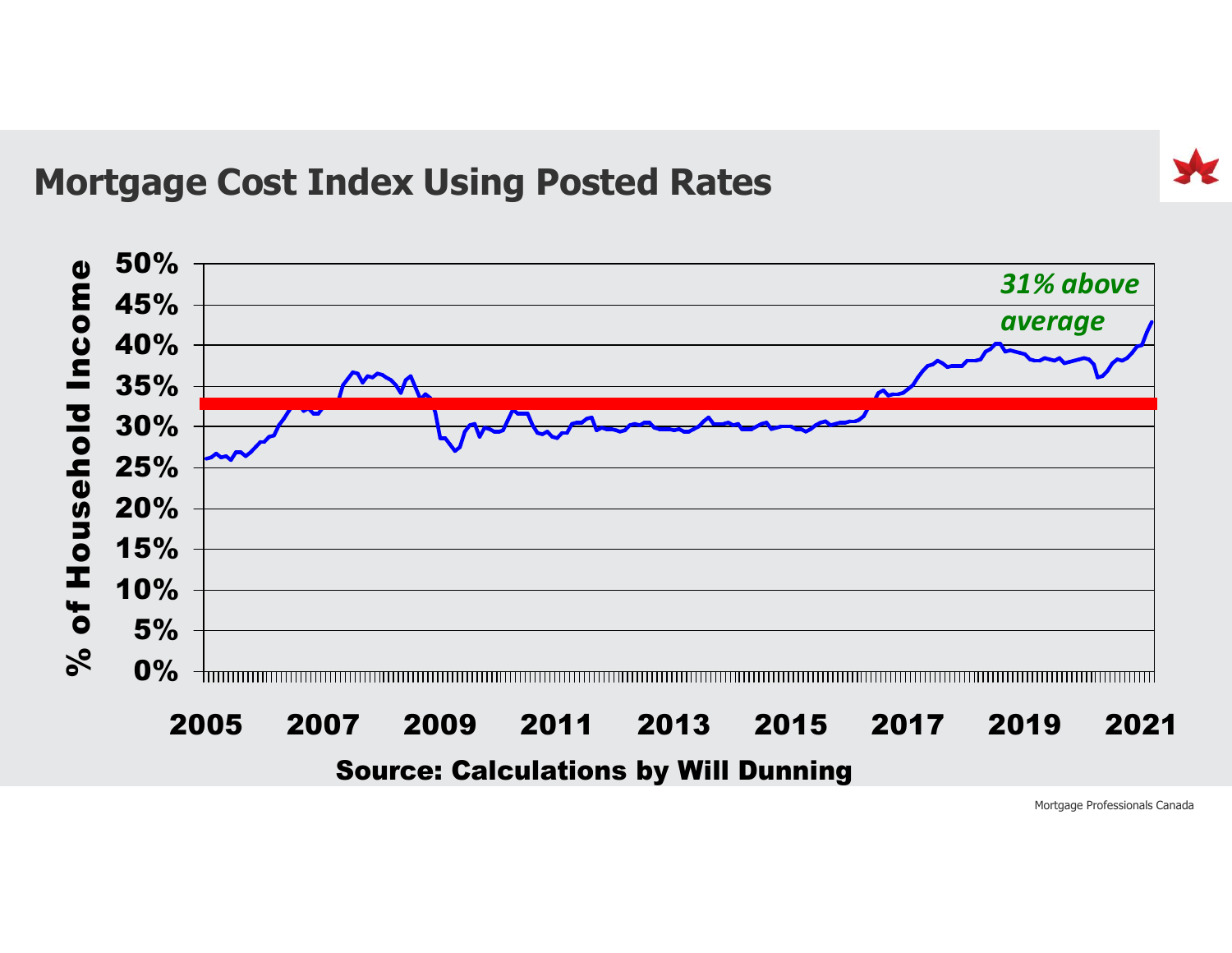## Mortgage Cost Index Using Posted Rates

% of Household Income

50%
45%
40%
35%
30%
25%
20%
15%
10%
5%
0%

2005 2007 2009 2011 2013 2015 2017 2019 2021

*31% above average*

**Source: Calculations by Will Dunning**

Mortgage Professionals Canada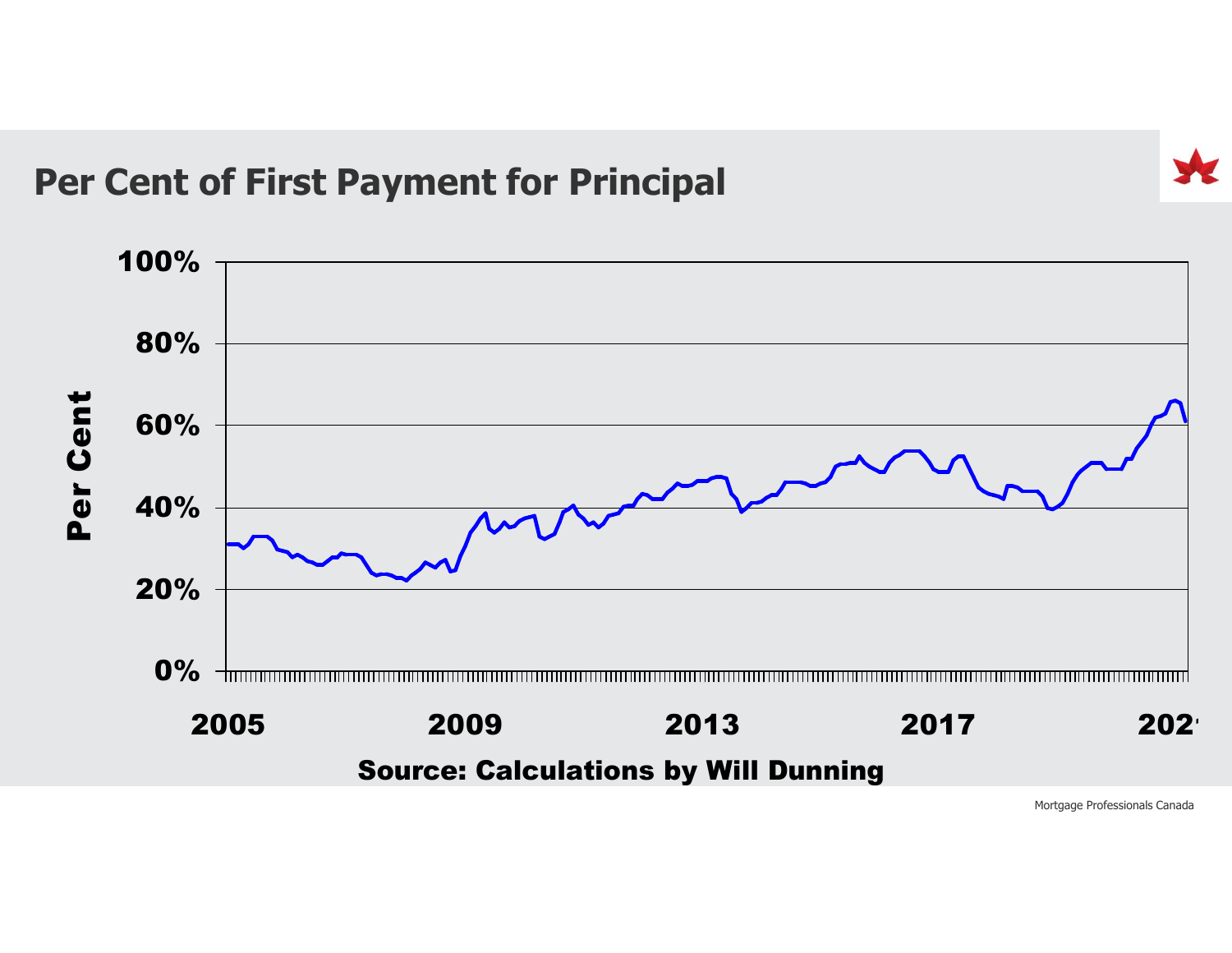## Per Cent of First Payment for Principal

Per Cent

100%

80%

60%

40%

20%

0%

2005 2009 2013 2017 202

Source: Calculations by Will Dunning

Mortgage Professionals Canada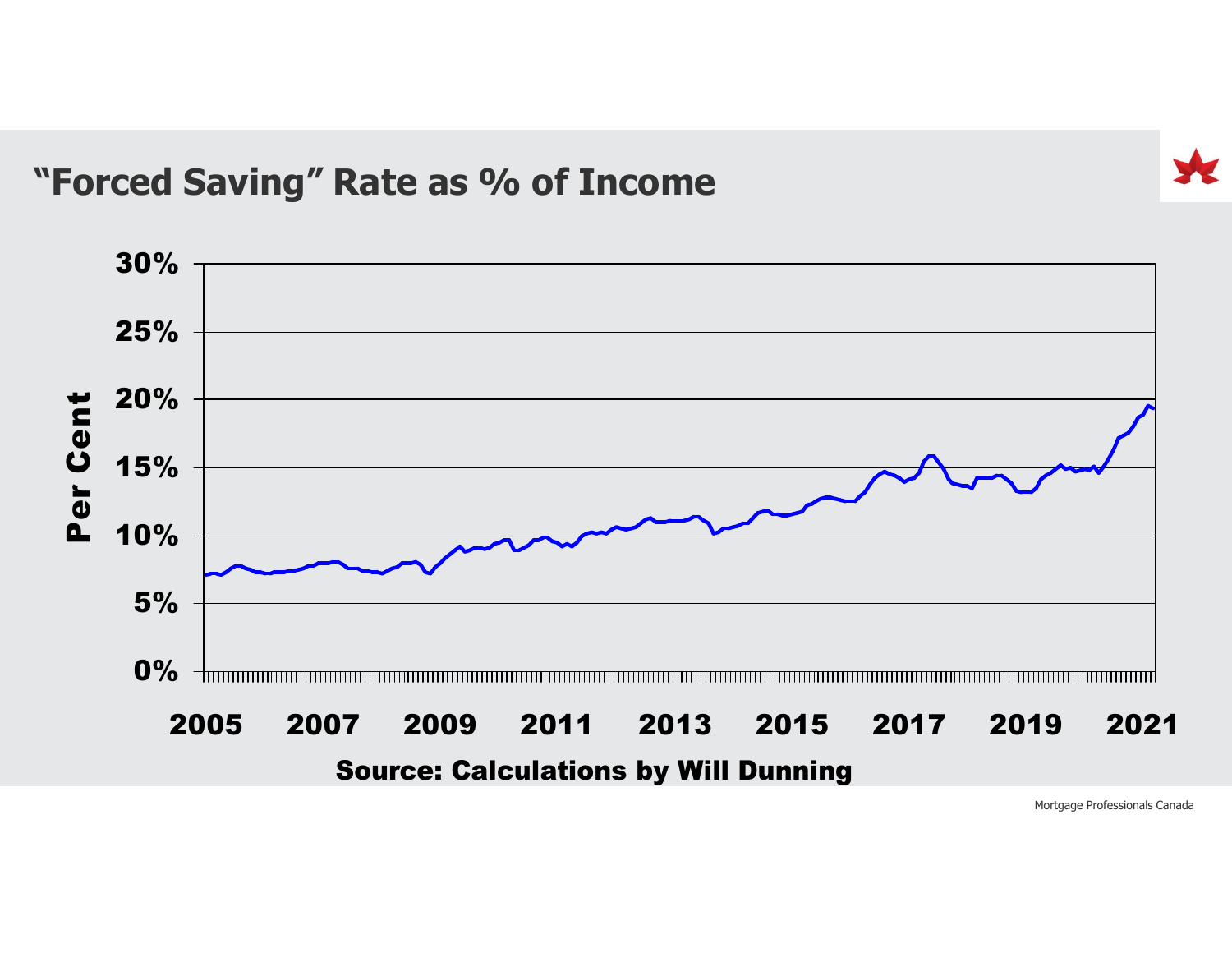## "Forced Saving" Rate as % of Income

Per Cent

30%
25%
20%
15%
10%
5%
0%

2005 2007 2009 2011 2013 2015 2017 2019 2021

**Source: Calculations by Will Dunning**

Mortgage Professionals Canada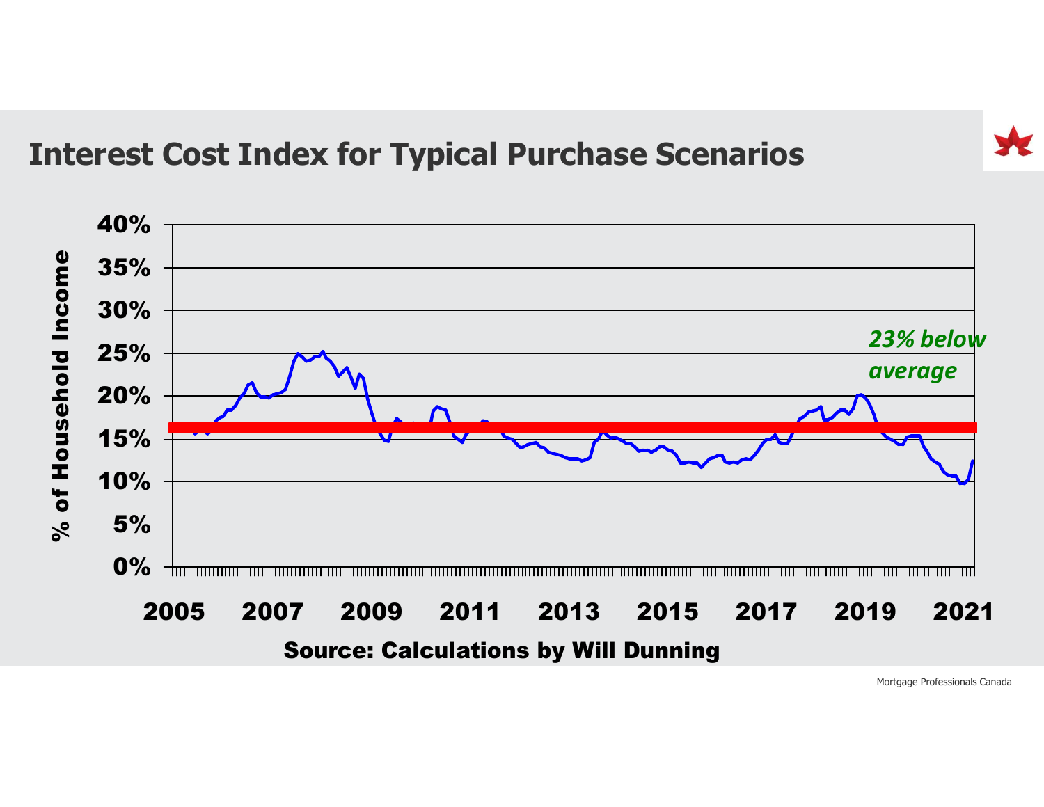# Interest Cost Index for Typical Purchase Scenarios

% of Household Income

40%
35%
30%
25%
20%
15%
10%
5%
0%

*23% below average*

2005 2007 2009 2011 2013 2015 2017 2019 2021

**Source: Calculations by Will Dunning**

Mortgage Professionals Canada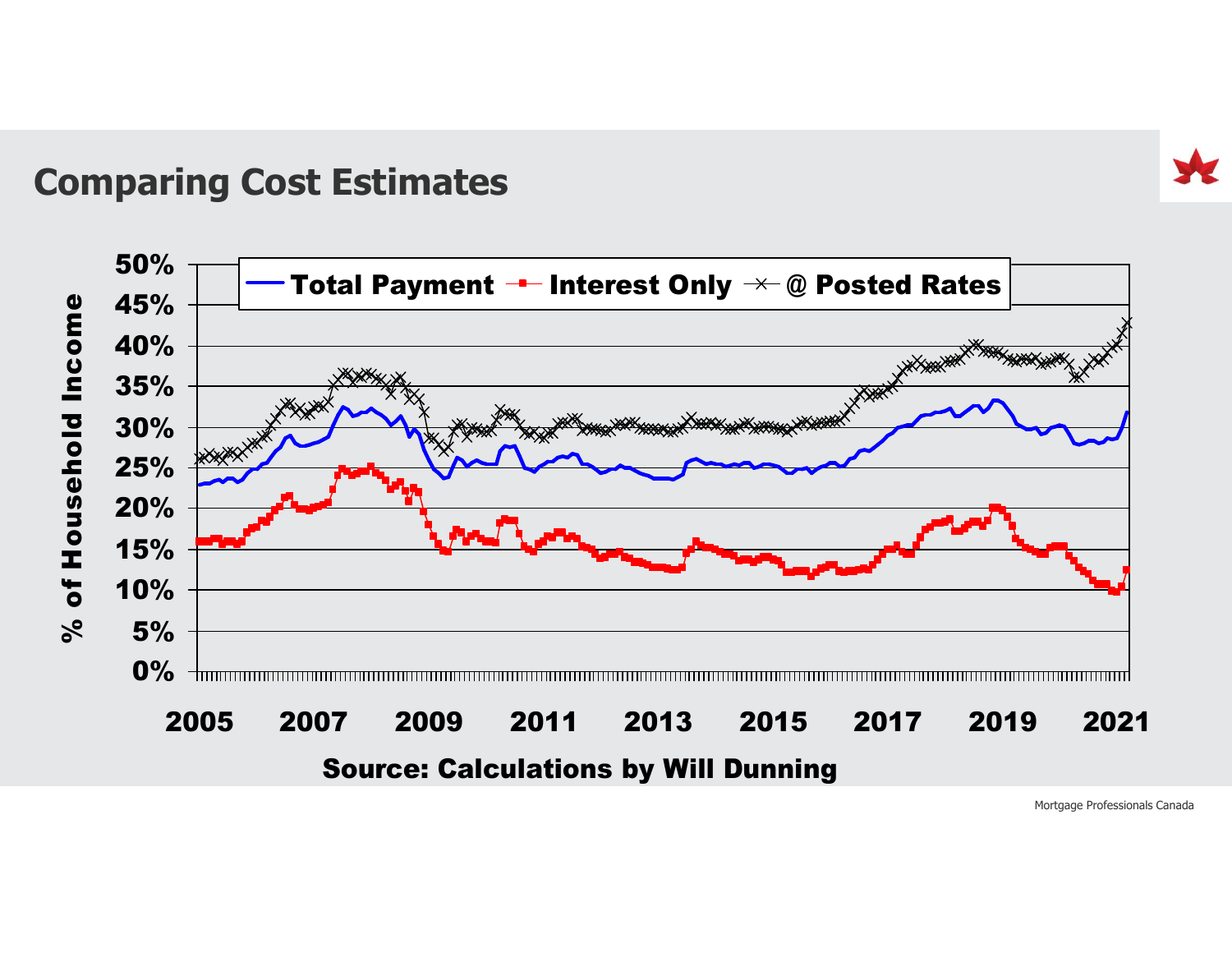## Comparing Cost Estimates

% of Household Income

Total Payment — Interest Only — @ Posted Rates

50%
45%
40%
35%
30%
25%
20%
15%
10%
5%
0%

2005 2007 2009 2011 2013 2015 2017 2019 2021

**Source: Calculations by Will Dunning**

Mortgage Professionals Canada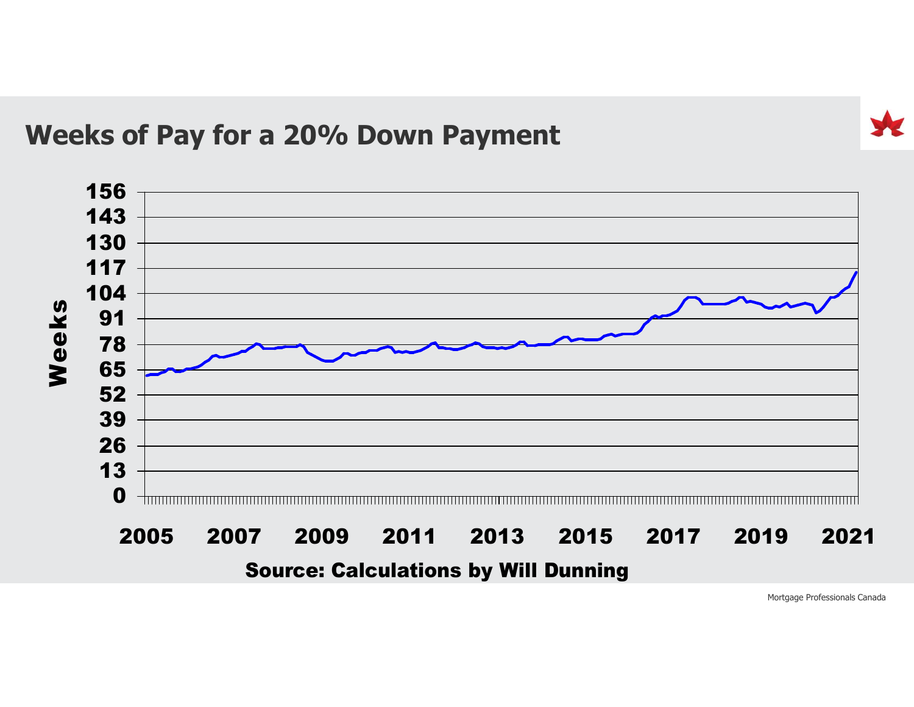## Weeks of Pay for a 20% Down Payment

Source: Calculations by Will Dunning

Mortgage Professionals Canada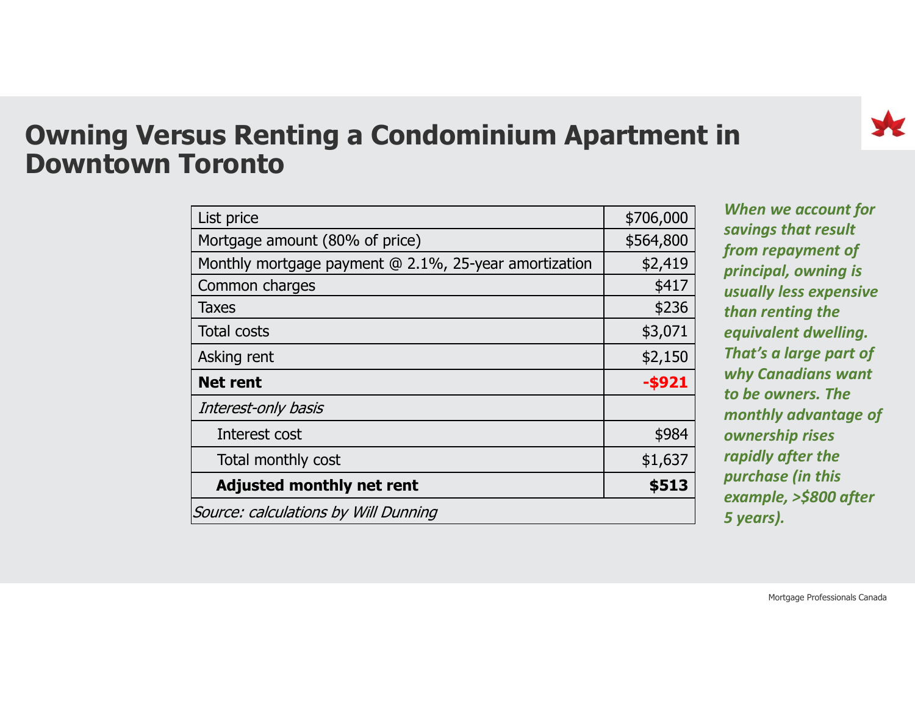# Owning Versus Renting a Condominium Apartment in Downtown Toronto

| | |
|---|---|
| List price | $706,000 |
| Mortgage amount (80% of price) | $564,800 |
| Monthly mortgage payment @ 2.1%, 25-year amortization | $2,419 |
| Common charges | $417 |
| Taxes | $236 |
| Total costs | $3,071 |
| Asking rent | $2,150 |
| **Net rent** | **-$921** |
| *Interest-only basis* | |
| Interest cost | $984 |
| Total monthly cost | $1,637 |
| **Adjusted monthly net rent** | **$513** |
| *Source: calculations by Will Dunning* | |

***When we account for savings that result from repayment of principal, owning is usually less expensive than renting the equivalent dwelling. That's a large part of why Canadians want to be owners. The monthly advantage of ownership rises rapidly after the purchase (in this example, >$800 after 5 years).***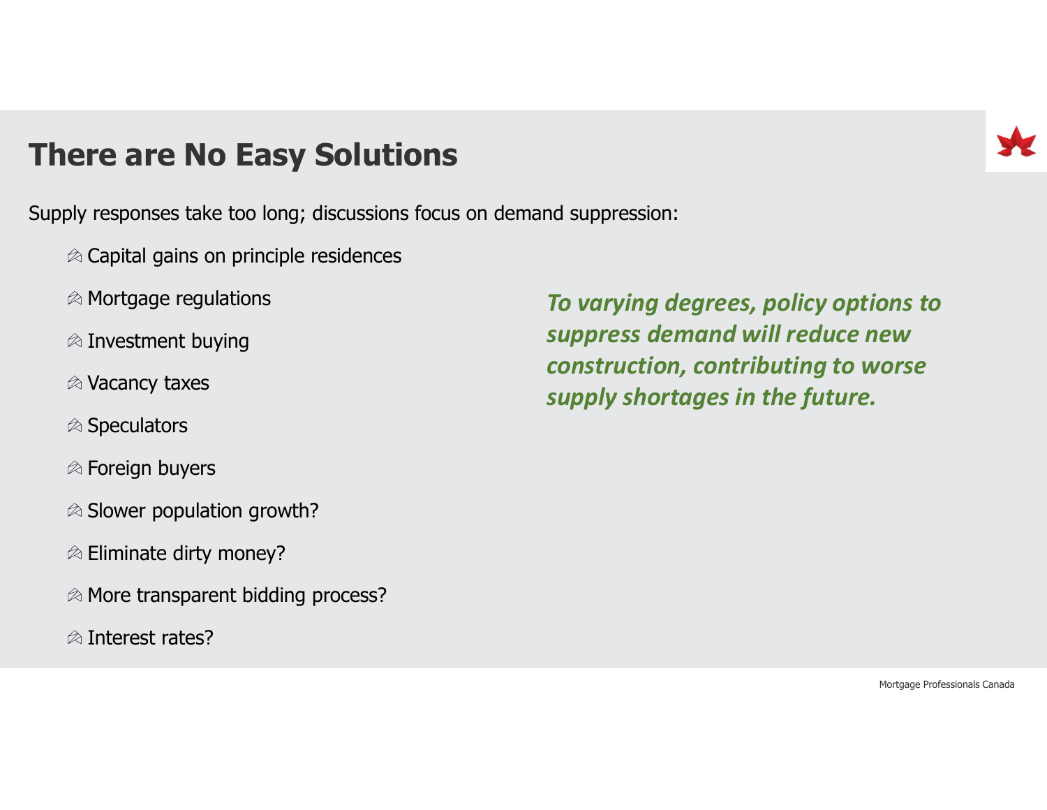# There are No Easy Solutions

Supply responses take too long; discussions focus on demand suppression:

- Capital gains on principle residences
- Mortgage regulations
- Investment buying
- Vacancy taxes
- Speculators
- Foreign buyers
- Slower population growth?
- Eliminate dirty money?
- More transparent bidding process?
- Interest rates?

***To varying degrees, policy options to suppress demand will reduce new construction, contributing to worse supply shortages in the future.***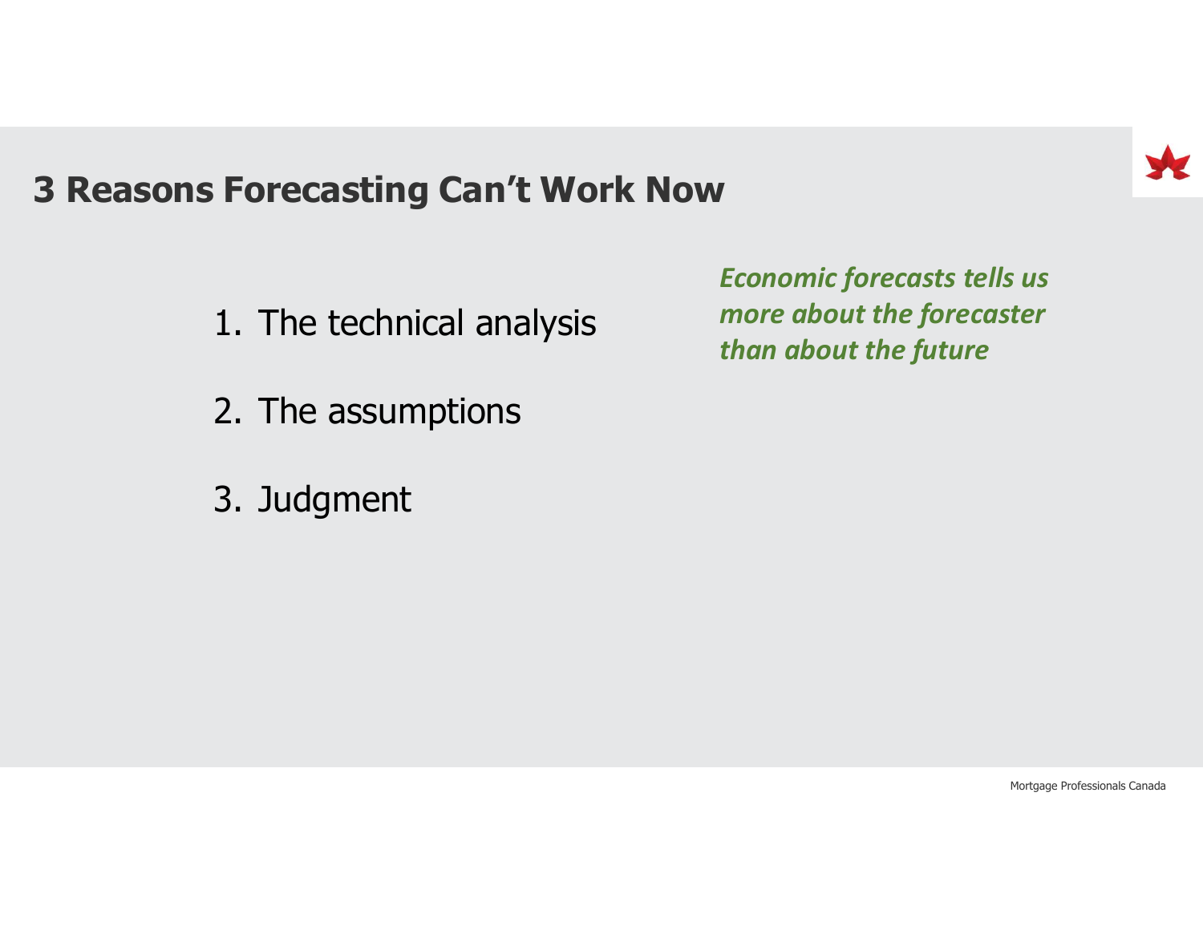# 3 Reasons Forecasting Can't Work Now

1. The technical analysis
2. The assumptions
3. Judgment

***Economic forecasts tells us more about the forecaster than about the future***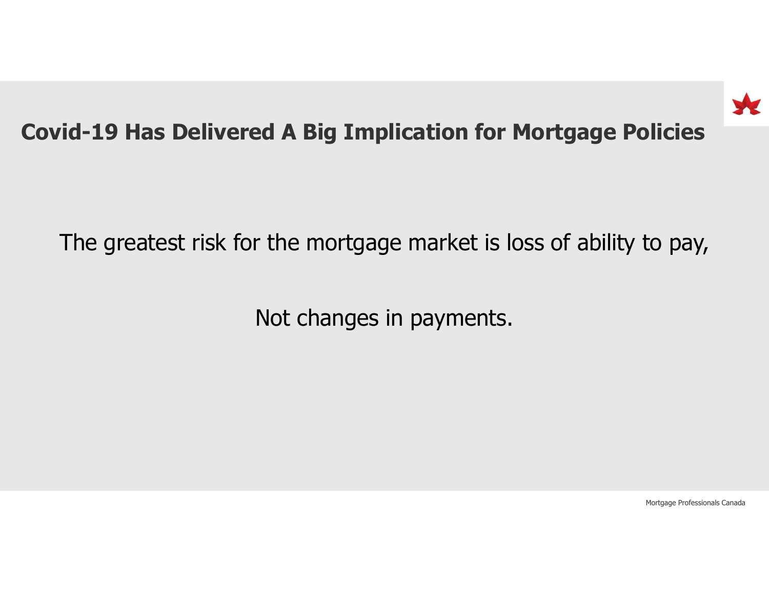## Covid-19 Has Delivered A Big Implication for Mortgage Policies

The greatest risk for the mortgage market is loss of ability to pay,

Not changes in payments.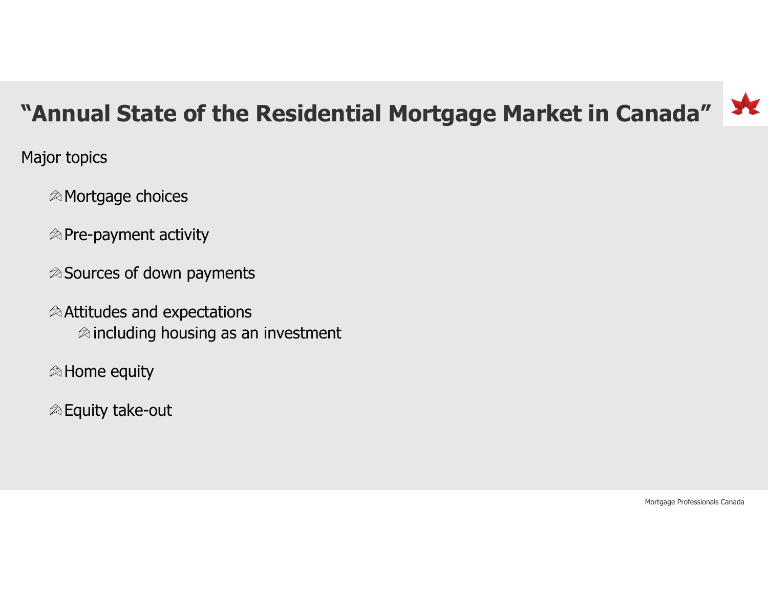# "Annual State of the Residential Mortgage Market in Canada"

Major topics

- Mortgage choices
- Pre-payment activity
- Sources of down payments
- Attitudes and expectations
  - including housing as an investment
- Home equity
- Equity take-out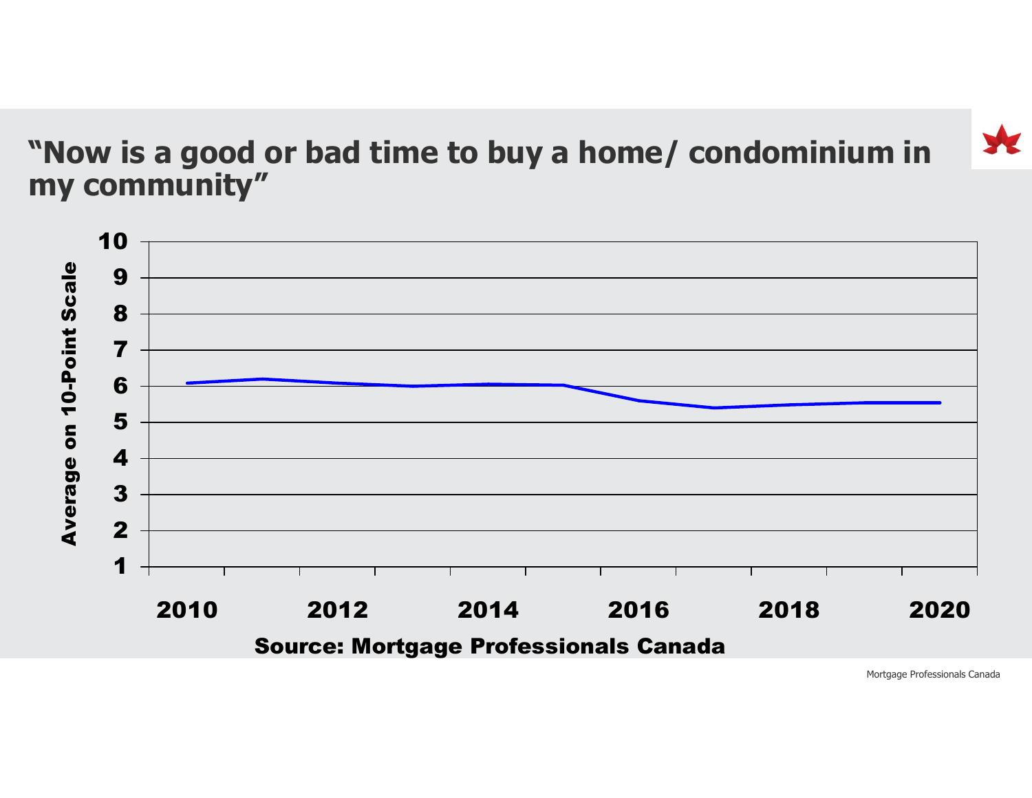## "Now is a good or bad time to buy a home/ condominium in my community"

Average on 10-Point Scale

10
9
8
7
6
5
4
3
2
1

2010 2012 2014 2016 2018 2020

Source: Mortgage Professionals Canada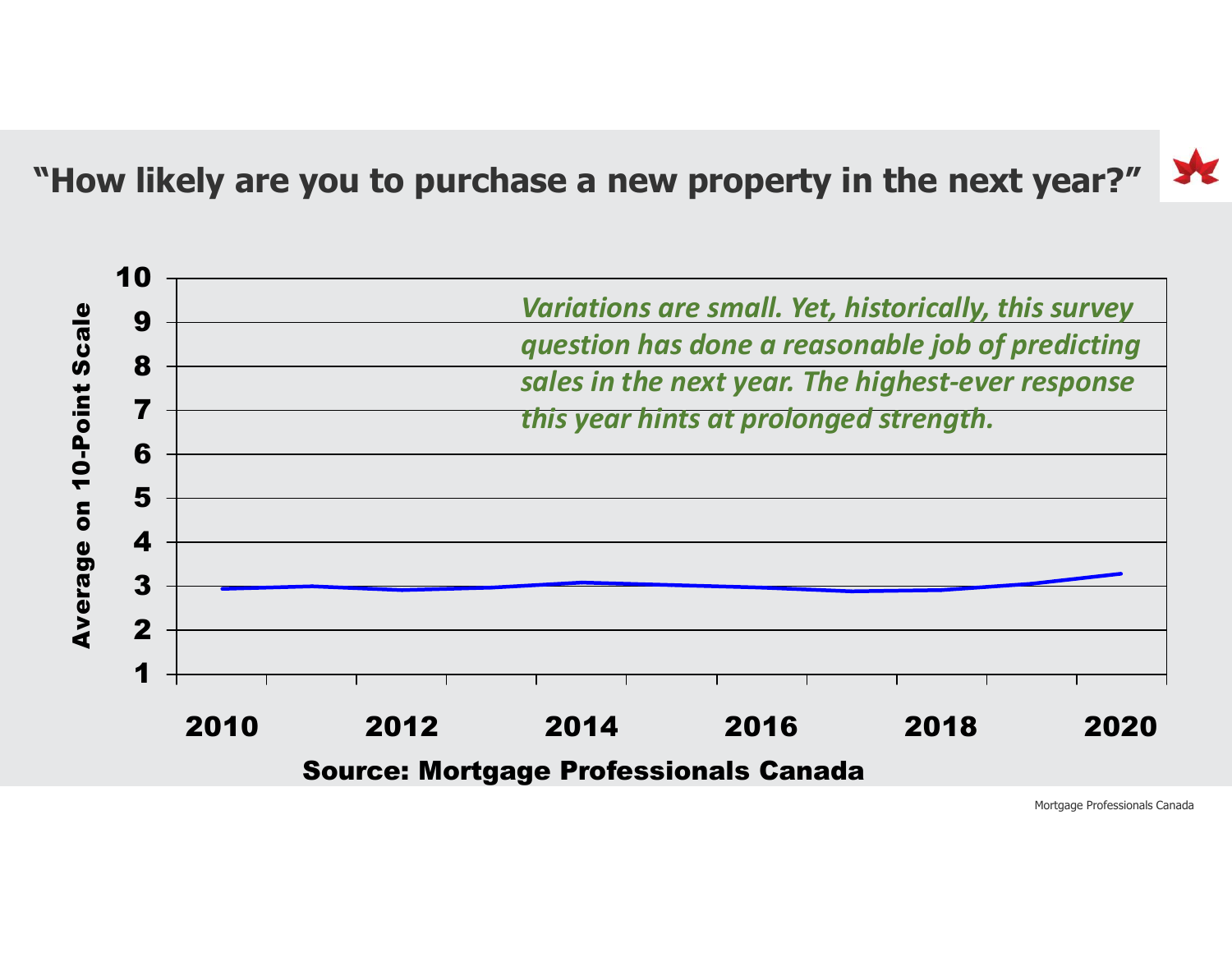## "How likely are you to purchase a new property in the next year?"

*Variations are small. Yet, historically, this survey question has done a reasonable job of predicting sales in the next year. The highest-ever response this year hints at prolonged strength.*

Average on 10-Point Scale

Source: Mortgage Professionals Canada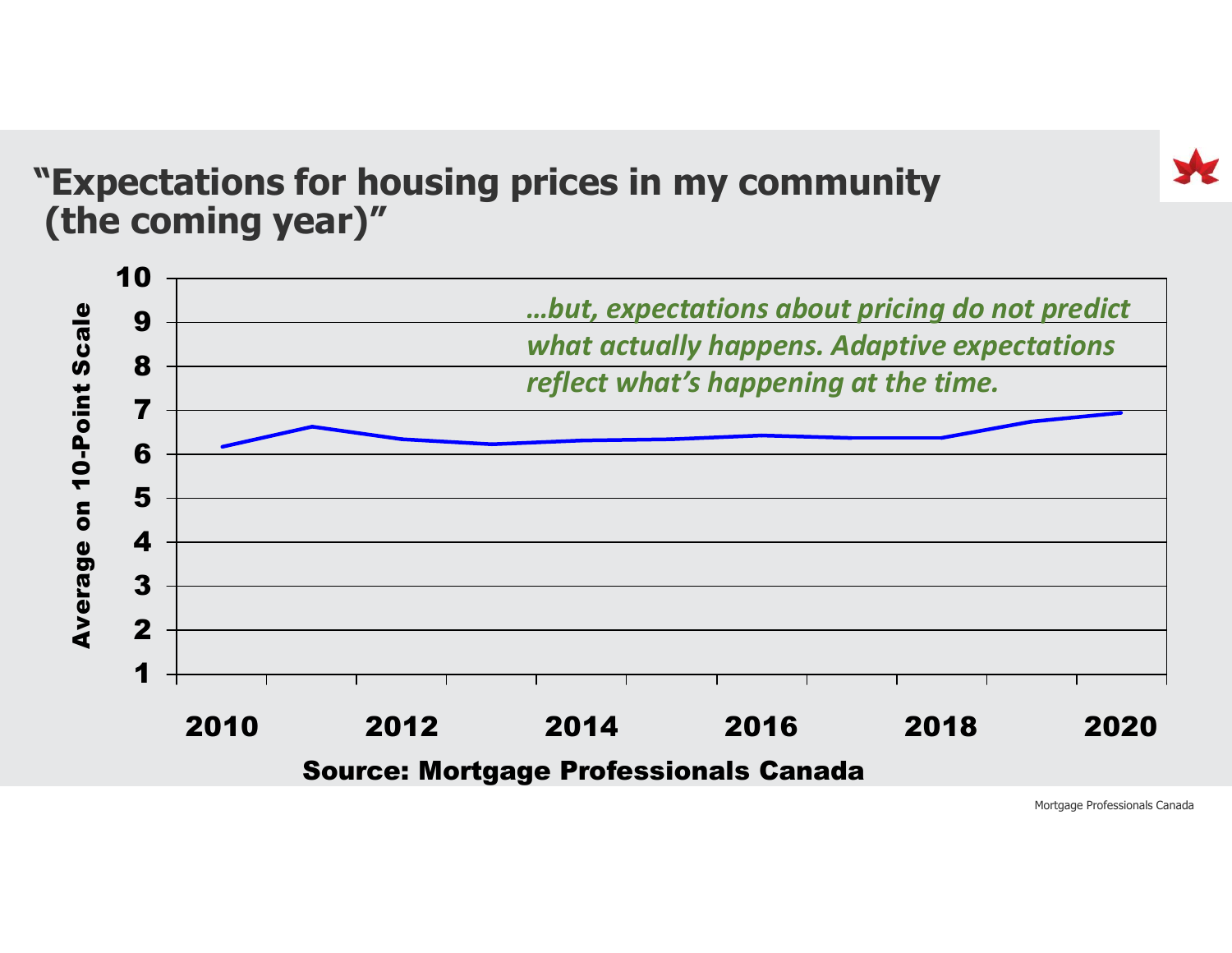# "Expectations for housing prices in my community (the coming year)"

*…but, expectations about pricing do not predict what actually happens. Adaptive expectations reflect what's happening at the time.*

Average on 10-Point Scale

10
9
8
7
6
5
4
3
2
1

2010 2012 2014 2016 2018 2020

**Source: Mortgage Professionals Canada**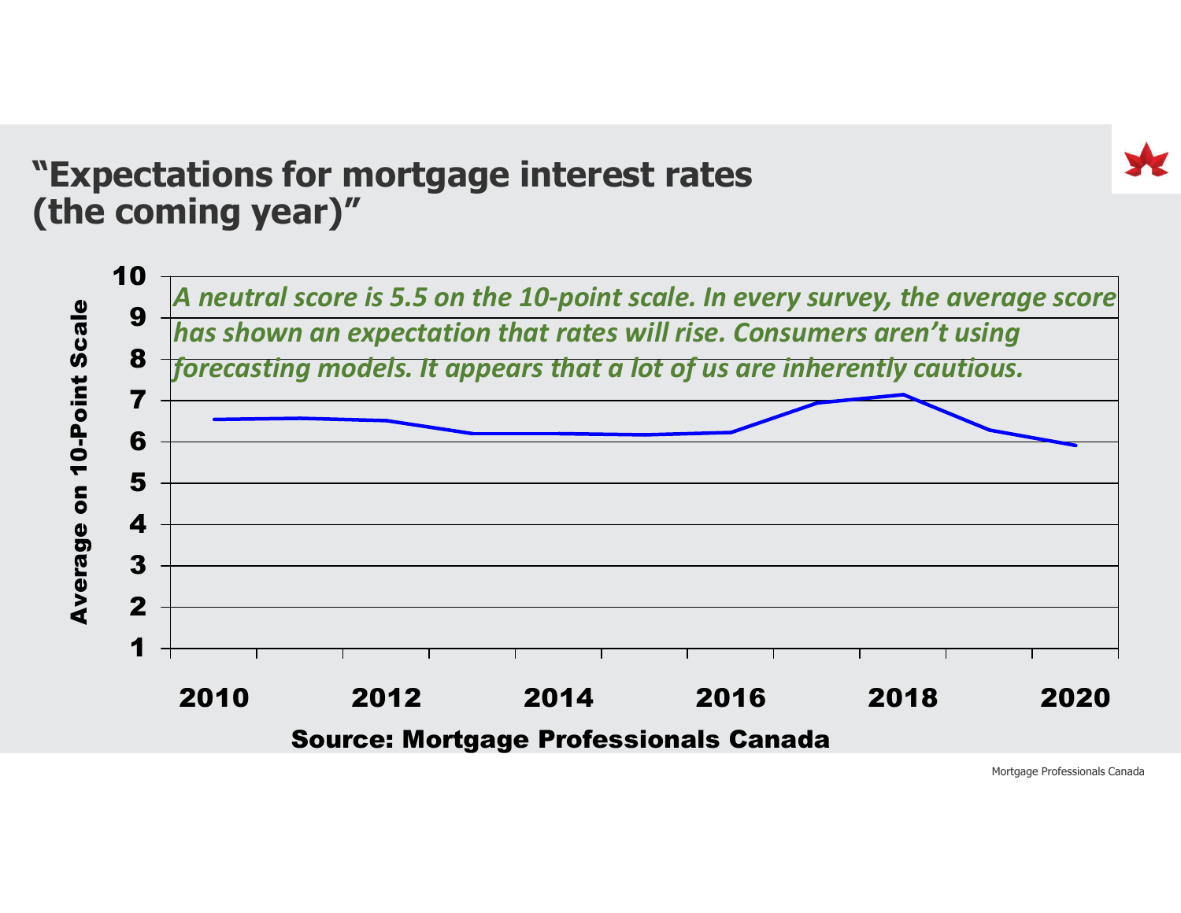# "Expectations for mortgage interest rates (the coming year)"

*A neutral score is 5.5 on the 10-point scale. In every survey, the average score has shown an expectation that rates will rise. Consumers aren't using forecasting models. It appears that a lot of us are inherently cautious.*

Average on 10-Point Scale

10
9
8
7
6
5
4
3
2
1

2010 2012 2014 2016 2018 2020

**Source: Mortgage Professionals Canada**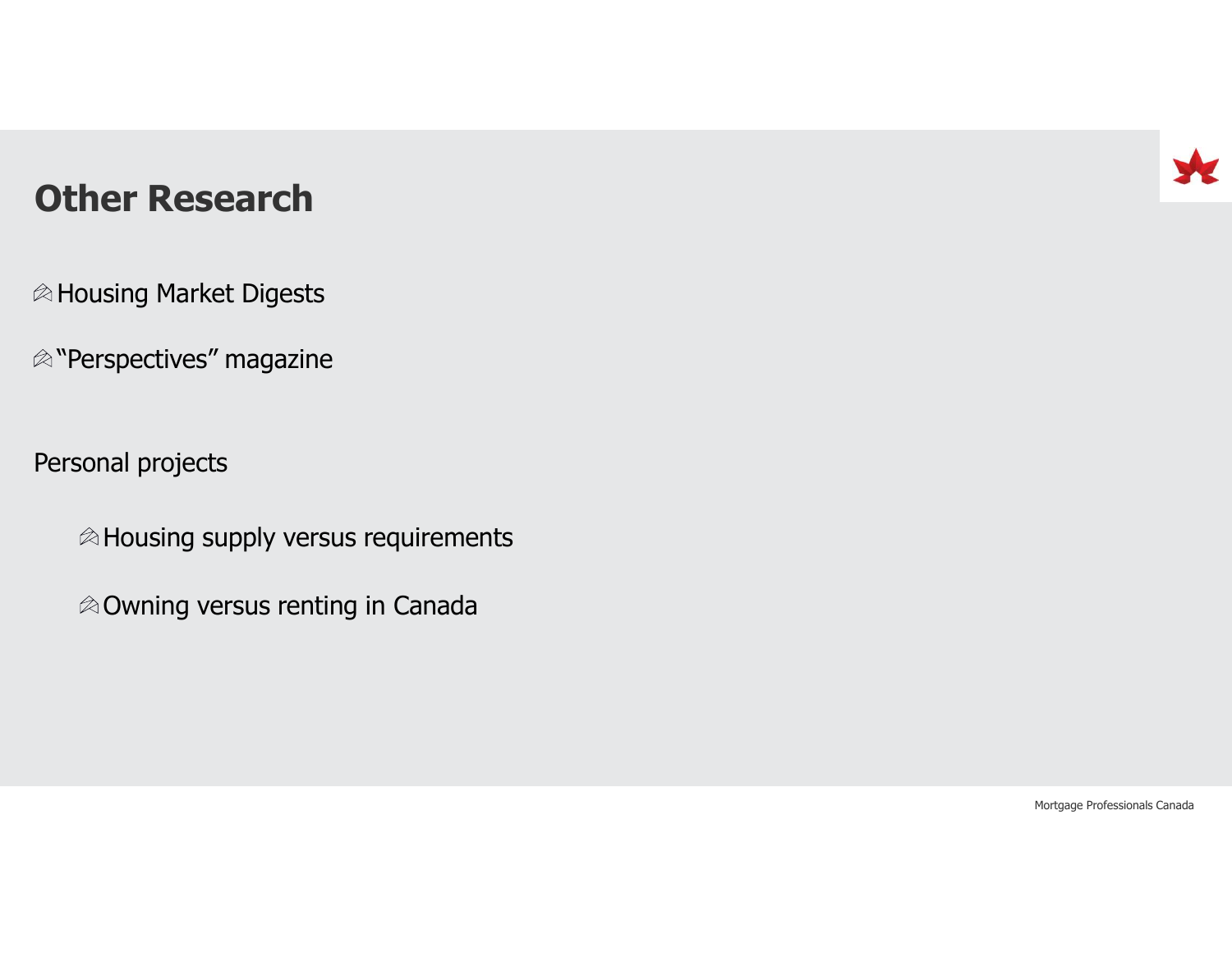# Other Research

- Housing Market Digests
- "Perspectives" magazine

Personal projects

- Housing supply versus requirements
- Owning versus renting in Canada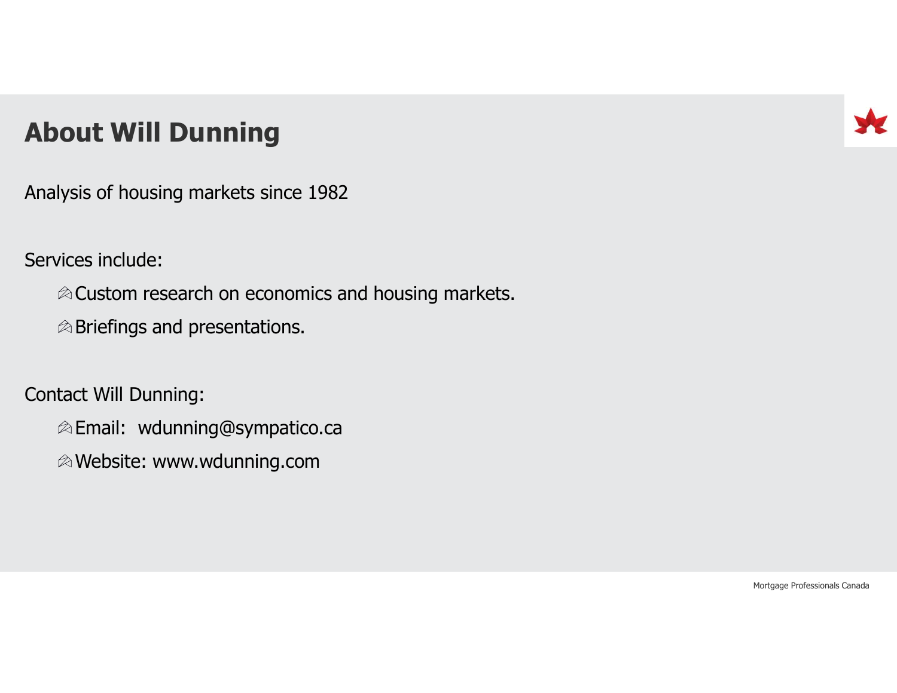# About Will Dunning

Analysis of housing markets since 1982

Services include:

- Custom research on economics and housing markets.
- Briefings and presentations.

Contact Will Dunning:

- Email: wdunning@sympatico.ca
- Website: www.wdunning.com